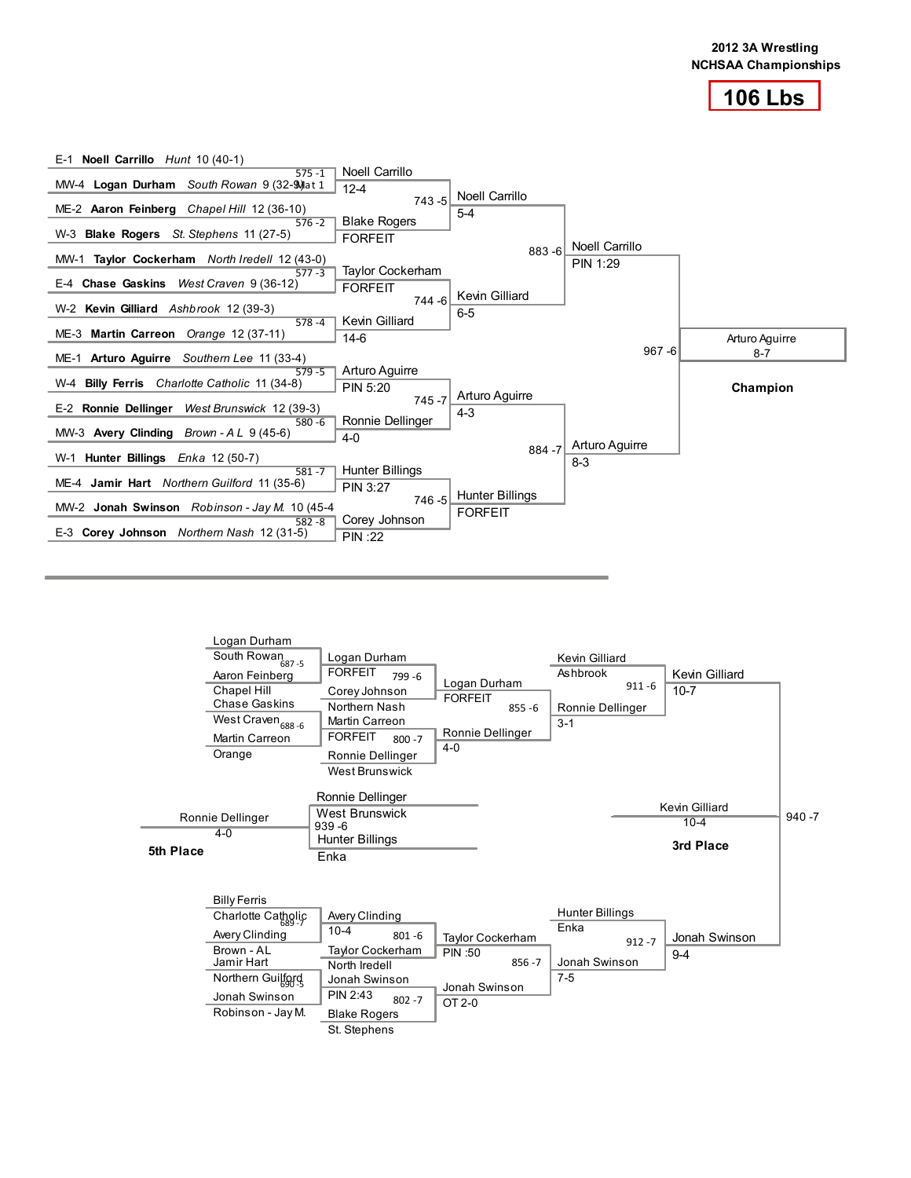**2012 3A Wrestling**
**NCHSAA Championships**

# 106 Lbs

## Championship Bracket

### First Round

| Seed | Wrestler | School | Grade (Record) |
|---|---|---|---|
| E-1 | **Noell Carrillo** | *Hunt* | 10 (40-1) |
| MW-4 | **Logan Durham** | *South Rowan* | 9 (32-9) |
| ME-2 | **Aaron Feinberg** | *Chapel Hill* | 12 (36-10) |
| W-3 | **Blake Rogers** | *St. Stephens* | 11 (27-5) |
| MW-1 | **Taylor Cockerham** | *North Iredell* | 12 (43-0) |
| E-4 | **Chase Gaskins** | *West Craven* | 9 (36-12) |
| W-2 | **Kevin Gilliard** | *Ashbrook* | 12 (39-3) |
| ME-3 | **Martin Carreon** | *Orange* | 12 (37-11) |
| ME-1 | **Arturo Aguirre** | *Southern Lee* | 11 (33-4) |
| W-4 | **Billy Ferris** | *Charlotte Catholic* | 11 (34-8) |
| E-2 | **Ronnie Dellinger** | *West Brunswick* | 12 (39-3) |
| MW-3 | **Avery Clinding** | *Brown - A L* | 9 (45-6) |
| W-1 | **Hunter Billings** | *Enka* | 12 (50-7) |
| ME-4 | **Jamir Hart** | *Northern Guilford* | 11 (35-6) |
| MW-2 | **Jonah Swinson** | *Robinson - Jay M.* | 10 (45-4 |
| E-3 | **Corey Johnson** | *Northern Nash* | 12 (31-5) |

Mat 1

### Results

| Bout | Winner | Result |
|---|---|---|
| 575 -1 | Noell Carrillo | 12-4 |
| 576 -2 | Blake Rogers | FORFEIT |
| 577 -3 | Taylor Cockerham | FORFEIT |
| 578 -4 | Kevin Gilliard | 14-6 |
| 579 -5 | Arturo Aguirre | PIN 5:20 |
| 580 -6 | Ronnie Dellinger | 4-0 |
| 581 -7 | Hunter Billings | PIN 3:27 |
| 582 -8 | Corey Johnson | PIN :22 |
| 743 -5 | Noell Carrillo | 5-4 |
| 744 -6 | Kevin Gilliard | 6-5 |
| 745 -7 | Arturo Aguirre | 4-3 |
| 746 -5 | Hunter Billings | FORFEIT |
| 883 -6 | Noell Carrillo | PIN 1:29 |
| 884 -7 | Arturo Aguirre | 8-3 |
| 967 -6 | Arturo Aguirre | 8-7 |

**Champion:** Arturo Aguirre (8-7)

## Consolation Bracket

| Bout | Wrestlers | Winner | Result |
|---|---|---|---|
| 687 -5 | Logan Durham (South Rowan) vs. Aaron Feinberg (Chapel Hill) | Logan Durham | FORFEIT |
| 688 -6 | Chase Gaskins (West Craven) vs. Martin Carreon (Orange) | Martin Carreon | FORFEIT |
| 799 -6 | Logan Durham vs. Corey Johnson (Northern Nash) | Logan Durham | FORFEIT |
| 800 -7 | Martin Carreon vs. Ronnie Dellinger (West Brunswick) | Ronnie Dellinger | 4-0 |
| 855 -6 | Logan Durham vs. Ronnie Dellinger | Ronnie Dellinger | 3-1 |
| 911 -6 | Kevin Gilliard (Ashbrook) vs. Ronnie Dellinger | Kevin Gilliard | 10-7 |
| 689 -7 | Billy Ferris (Charlotte Catholic) vs. Avery Clinding (Brown - AL) | Avery Clinding | 10-4 |
| 690 -5 | Jamir Hart (Northern Guilford) vs. Jonah Swinson (Robinson - Jay M.) | Jonah Swinson | PIN 2:43 |
| 801 -6 | Avery Clinding vs. Taylor Cockerham (North Iredell) | Taylor Cockerham | PIN :50 |
| 802 -7 | Jonah Swinson vs. Blake Rogers (St. Stephens) | Jonah Swinson | OT 2-0 |
| 856 -7 | Taylor Cockerham vs. Jonah Swinson | Jonah Swinson | 7-5 |
| 912 -7 | Hunter Billings (Enka) vs. Jonah Swinson | Jonah Swinson | 9-4 |
| 940 -7 | Kevin Gilliard vs. Jonah Swinson | Kevin Gilliard | 10-4 |
| 939 -6 | Ronnie Dellinger (West Brunswick) vs. Hunter Billings (Enka) | Ronnie Dellinger | 4-0 |

**3rd Place:** Kevin Gilliard (10-4)

**5th Place:** Ronnie Dellinger (4-0)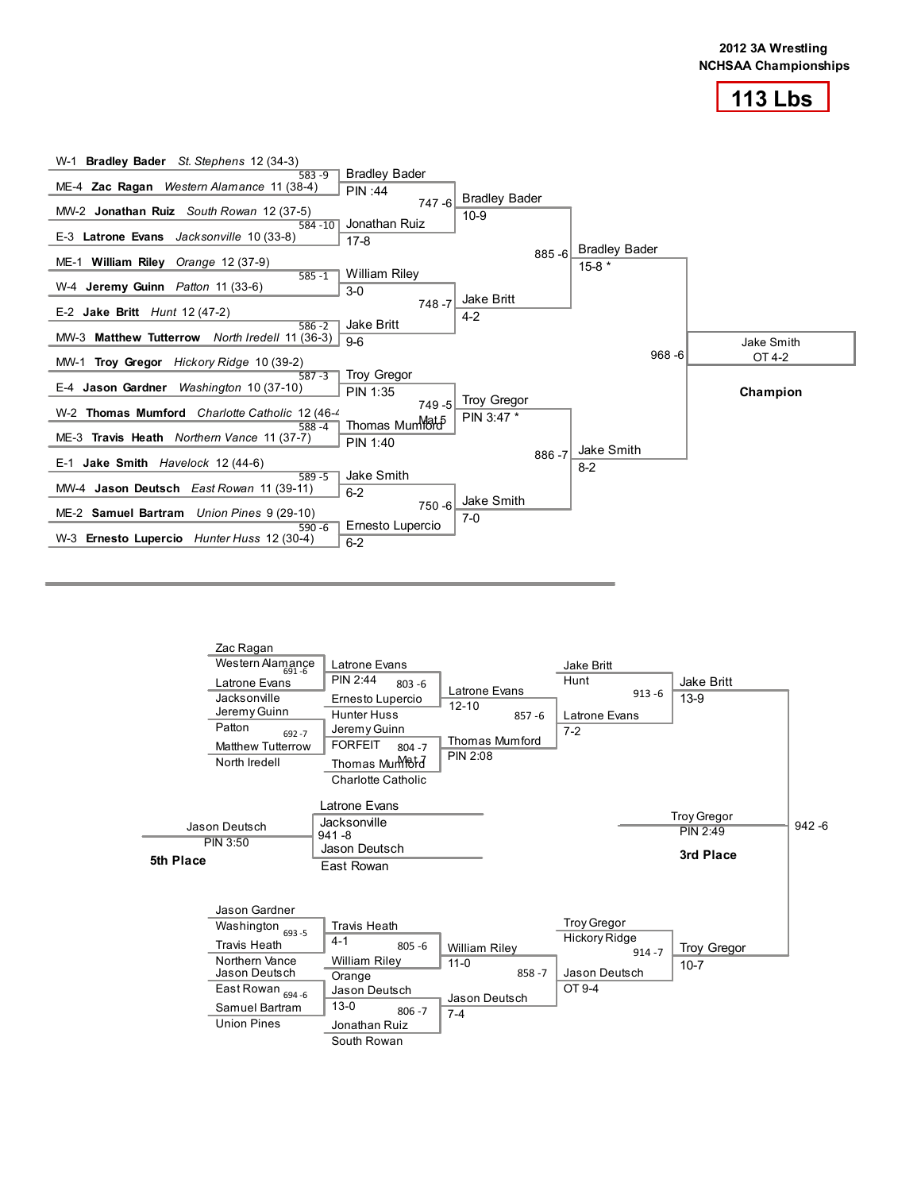**2012 3A Wrestling**
**NCHSAA Championships**

# 113 Lbs

## Championship Bracket

### First Round

| Bout | Wrestler 1 | Wrestler 2 | Winner | Result |
|---|---|---|---|---|
| 583 -9 | W-1 **Bradley Bader** *St. Stephens* 12 (34-3) | ME-4 **Zac Ragan** *Western Alamance* 11 (38-4) | Bradley Bader | PIN :44 |
| 584 -10 | MW-2 **Jonathan Ruiz** *South Rowan* 12 (37-5) | E-3 **Latrone Evans** *Jacksonville* 10 (33-8) | Jonathan Ruiz | 17-8 |
| 585 -1 | ME-1 **William Riley** *Orange* 12 (37-9) | W-4 **Jeremy Guinn** *Patton* 11 (33-6) | William Riley | 3-0 |
| 586 -2 | E-2 **Jake Britt** *Hunt* 12 (47-2) | MW-3 **Matthew Tutterrow** *North Iredell* 11 (36-3) | Jake Britt | 9-6 |
| 587 -3 | MW-1 **Troy Gregor** *Hickory Ridge* 10 (39-2) | E-4 **Jason Gardner** *Washington* 10 (37-10) | Troy Gregor | PIN 1:35 |
| 588 -4 | W-2 **Thomas Mumford** *Charlotte Catholic* 12 (46-4 | ME-3 **Travis Heath** *Northern Vance* 11 (37-7) | Thomas Mumford | PIN 1:40 |
| 589 -5 | E-1 **Jake Smith** *Havelock* 12 (44-6) | MW-4 **Jason Deutsch** *East Rowan* 11 (39-11) | Jake Smith | 6-2 |
| 590 -6 | ME-2 **Samuel Bartram** *Union Pines* 9 (29-10) | W-3 **Ernesto Lupercio** *Hunter Huss* 12 (30-4) | Ernesto Lupercio | 6-2 |

### Quarterfinals

| Bout | Winner | Result |
|---|---|---|
| 747 -6 | Bradley Bader | 10-9 |
| 748 -7 | Jake Britt | 4-2 |
| 749 -5 (Mat 5) | Troy Gregor | PIN 3:47 * |
| 750 -6 | Jake Smith | 7-0 |

### Semifinals

| Bout | Winner | Result |
|---|---|---|
| 885 -6 | Bradley Bader | 15-8 * |
| 886 -7 | Jake Smith | 8-2 |

### Final

| Bout | Winner | Result |
|---|---|---|
| 968 -6 | Jake Smith | OT 4-2 |

**Champion**: Jake Smith

## Consolation Bracket

### Upper Consolation

| Bout | Wrestler 1 | Wrestler 2 | Winner | Result |
|---|---|---|---|---|
| 691 -6 | Zac Ragan, Western Alamance | Latrone Evans, Jacksonville | Latrone Evans | PIN 2:44 |
| 692 -7 | Jeremy Guinn, Patton | Matthew Tutterrow, North Iredell | Jeremy Guinn | FORFEIT |
| 803 -6 | Latrone Evans | Ernesto Lupercio, Hunter Huss | Latrone Evans | 12-10 |
| 804 -7 (Mat 7) | Jeremy Guinn | Thomas Mumford, Charlotte Catholic | Thomas Mumford | PIN 2:08 |
| 857 -6 | Latrone Evans | Thomas Mumford | Latrone Evans | 7-2 |
| 913 -6 | Jake Britt, Hunt | Latrone Evans | Jake Britt | 13-9 |

### Lower Consolation

| Bout | Wrestler 1 | Wrestler 2 | Winner | Result |
|---|---|---|---|---|
| 693 -5 | Jason Gardner, Washington | Travis Heath, Northern Vance | Travis Heath | 4-1 |
| 694 -6 | Jason Deutsch, East Rowan | Samuel Bartram, Union Pines | Jason Deutsch | 13-0 |
| 805 -6 | Travis Heath | William Riley, Orange | William Riley | 11-0 |
| 806 -7 | Jason Deutsch | Jonathan Ruiz, South Rowan | Jason Deutsch | 7-4 |
| 858 -7 | William Riley | Jason Deutsch | Jason Deutsch | OT 9-4 |
| 914 -7 | Troy Gregor, Hickory Ridge | Jason Deutsch | Troy Gregor | 10-7 |

### Placement Matches

| Bout | Wrestler 1 | Wrestler 2 | Winner | Result | Place |
|---|---|---|---|---|---|
| 942 -6 | Jake Britt | Troy Gregor | Troy Gregor | PIN 2:49 | **3rd Place** |
| 941 -8 | Latrone Evans, Jacksonville | Jason Deutsch, East Rowan | Jason Deutsch | PIN 3:50 | **5th Place** |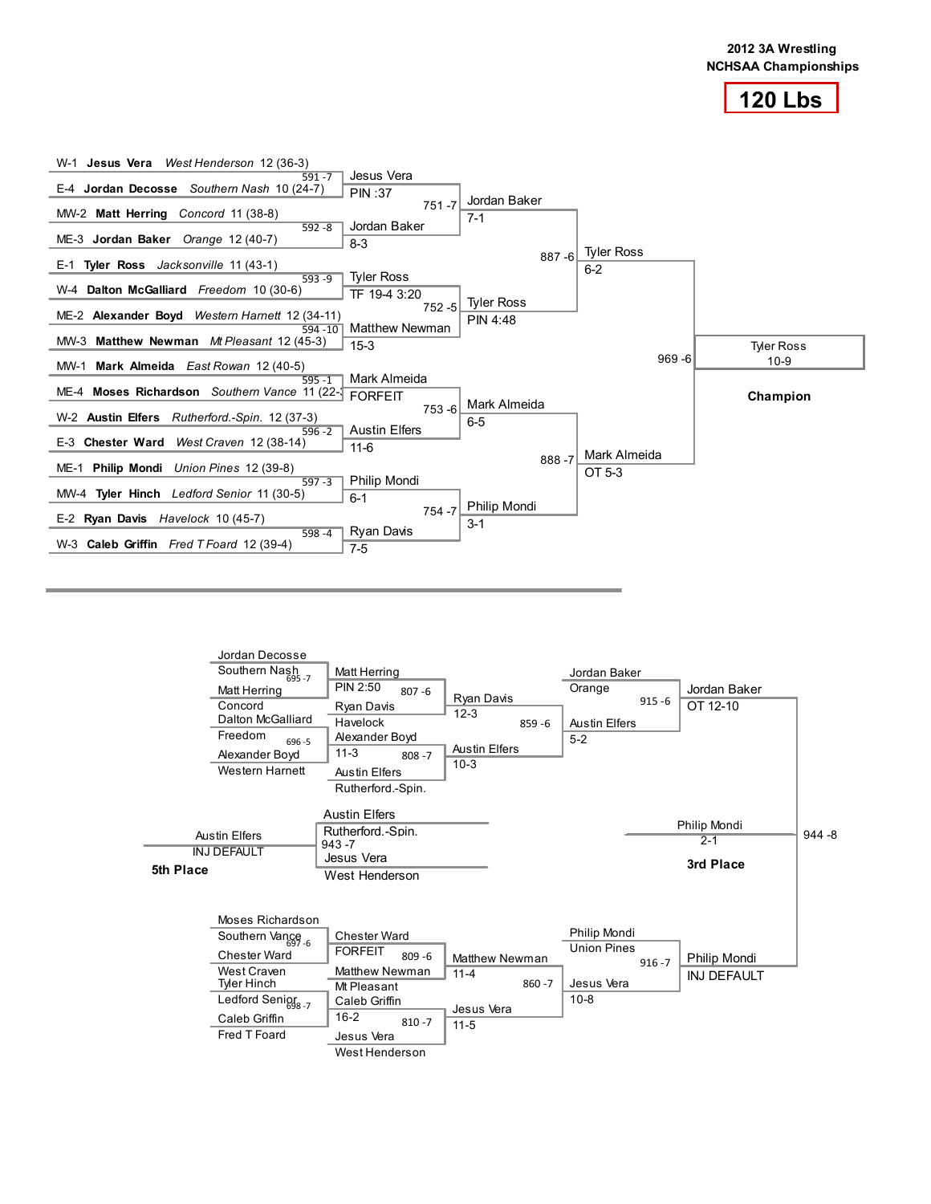**2012 3A Wrestling**
**NCHSAA Championships**

# 120 Lbs

## Championship Bracket

### First Round

| Bout | Wrestler 1 | Wrestler 2 | Winner | Result |
|---|---|---|---|---|
| 591 -7 | W-1 **Jesus Vera** *West Henderson* 12 (36-3) | E-4 **Jordan Decosse** *Southern Nash* 10 (24-7) | Jesus Vera | PIN :37 |
| 592 -8 | MW-2 **Matt Herring** *Concord* 11 (38-8) | ME-3 **Jordan Baker** *Orange* 12 (40-7) | Jordan Baker | 8-3 |
| 593 -9 | E-1 **Tyler Ross** *Jacksonville* 11 (43-1) | W-4 **Dalton McGalliard** *Freedom* 10 (30-6) | Tyler Ross | TF 19-4 3:20 |
| 594 -10 | ME-2 **Alexander Boyd** *Western Harnett* 12 (34-11) | MW-3 **Matthew Newman** *Mt Pleasant* 12 (45-3) | Matthew Newman | 15-3 |
| 595 -1 | MW-1 **Mark Almeida** *East Rowan* 12 (40-5) | ME-4 **Moses Richardson** *Southern Vance* 11 (22-? | Mark Almeida | FORFEIT |
| 596 -2 | W-2 **Austin Elfers** *Rutherford.-Spin.* 12 (37-3) | E-3 **Chester Ward** *West Craven* 12 (38-14) | Austin Elfers | 11-6 |
| 597 -3 | ME-1 **Philip Mondi** *Union Pines* 12 (39-8) | MW-4 **Tyler Hinch** *Ledford Senior* 11 (30-5) | Philip Mondi | 6-1 |
| 598 -4 | E-2 **Ryan Davis** *Havelock* 10 (45-7) | W-3 **Caleb Griffin** *Fred T Foard* 12 (39-4) | Ryan Davis | 7-5 |

### Quarterfinals

| Bout | Winner | Result |
|---|---|---|
| 751 -7 | Jordan Baker | 7-1 |
| 752 -5 | Tyler Ross | PIN 4:48 |
| 753 -6 | Mark Almeida | 6-5 |
| 754 -7 | Philip Mondi | 3-1 |

### Semifinals

| Bout | Winner | Result |
|---|---|---|
| 887 -6 | Tyler Ross | 6-2 |
| 888 -7 | Mark Almeida | OT 5-3 |

### Final

| Bout | Winner | Result |
|---|---|---|
| 969 -6 | Tyler Ross | 10-9 |

**Champion**

## Consolation Bracket

| Bout | Wrestlers | Winner | Result |
|---|---|---|---|
| 695 -7 | Jordan Decosse (Southern Nash) vs Matt Herring (Concord) | Matt Herring | PIN 2:50 |
| 696 -5 | Dalton McGalliard (Freedom) vs Alexander Boyd (Western Harnett) | Alexander Boyd | 11-3 |
| 807 -6 | Matt Herring vs Ryan Davis (Havelock) | Ryan Davis | 12-3 |
| 808 -7 | Alexander Boyd vs Austin Elfers (Rutherford.-Spin.) | Austin Elfers | 10-3 |
| 859 -6 | Ryan Davis vs Austin Elfers | Austin Elfers | 5-2 |
| 915 -6 | Jordan Baker (Orange) vs Austin Elfers | Jordan Baker | OT 12-10 |
| 697 -6 | Moses Richardson (Southern Vance) vs Chester Ward (West Craven) | Chester Ward | FORFEIT |
| 698 -7 | Tyler Hinch (Ledford Senior) vs Caleb Griffin (Fred T Foard) | Caleb Griffin | 16-2 |
| 809 -6 | Chester Ward vs Matthew Newman (Mt Pleasant) | Matthew Newman | 11-4 |
| 810 -7 | Caleb Griffin vs Jesus Vera (West Henderson) | Jesus Vera | 11-5 |
| 860 -7 | Matthew Newman vs Jesus Vera | Jesus Vera | 10-8 |
| 916 -7 | Philip Mondi (Union Pines) vs Jesus Vera | Philip Mondi | INJ DEFAULT |

### 3rd Place

| Bout | Wrestlers | Winner | Result |
|---|---|---|---|
| 944 -8 | Jordan Baker vs Philip Mondi | Philip Mondi | 2-1 |

**3rd Place**

### 5th Place

| Bout | Wrestlers | Winner | Result |
|---|---|---|---|
| 943 -7 | Austin Elfers (Rutherford.-Spin.) vs Jesus Vera (West Henderson) | Austin Elfers | INJ DEFAULT |

**5th Place**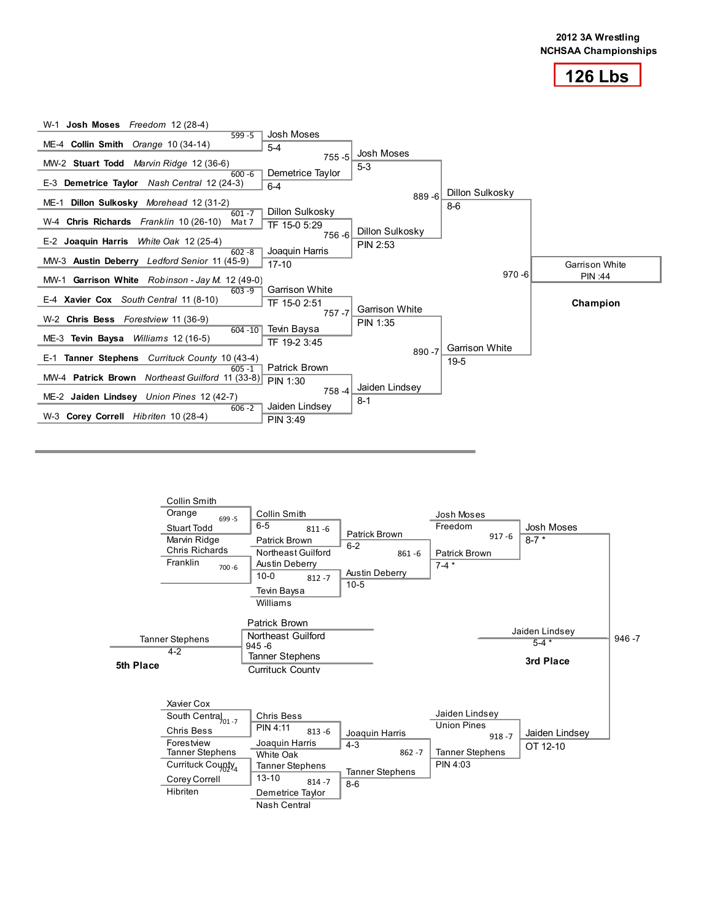**2012 3A Wrestling**
**NCHSAA Championships**

# 126 Lbs

## Championship Bracket

### First Round

| Bout | Wrestler 1 | Wrestler 2 | Winner | Result |
|---|---|---|---|---|
| 599 -5 | W-1 **Josh Moses** *Freedom* 12 (28-4) | ME-4 **Collin Smith** *Orange* 10 (34-14) | Josh Moses | 5-4 |
| 600 -6 | MW-2 **Stuart Todd** *Marvin Ridge* 12 (36-6) | E-3 **Demetrice Taylor** *Nash Central* 12 (24-3) | Demetrice Taylor | 6-4 |
| 601 -7 (Mat 7) | ME-1 **Dillon Sulkosky** *Morehead* 12 (31-2) | W-4 **Chris Richards** *Franklin* 10 (26-10) | Dillon Sulkosky | TF 15-0 5:29 |
| 602 -8 | E-2 **Joaquin Harris** *White Oak* 12 (25-4) | MW-3 **Austin Deberry** *Ledford Senior* 11 (45-9) | Joaquin Harris | 17-10 |
| 603 -9 | MW-1 **Garrison White** *Robinson - Jay M.* 12 (49-0) | E-4 **Xavier Cox** *South Central* 11 (8-10) | Garrison White | TF 15-0 2:51 |
| 604 -10 | W-2 **Chris Bess** *Forestview* 11 (36-9) | ME-3 **Tevin Baysa** *Williams* 12 (16-5) | Tevin Baysa | TF 19-2 3:45 |
| 605 -1 | E-1 **Tanner Stephens** *Currituck County* 10 (43-4) | MW-4 **Patrick Brown** *Northeast Guilford* 11 (33-8) | Patrick Brown | PIN 1:30 |
| 606 -2 | ME-2 **Jaiden Lindsey** *Union Pines* 12 (42-7) | W-3 **Corey Correll** *Hibriten* 10 (28-4) | Jaiden Lindsey | PIN 3:49 |

### Quarterfinals

| Bout | Winner | Result |
|---|---|---|
| 755 -5 | Josh Moses | 5-3 |
| 756 -6 | Dillon Sulkosky | PIN 2:53 |
| 757 -7 | Garrison White | PIN 1:35 |
| 758 -4 | Jaiden Lindsey | 8-1 |

### Semifinals

| Bout | Winner | Result |
|---|---|---|
| 889 -6 | Dillon Sulkosky | 8-6 |
| 890 -7 | Garrison White | 19-5 |

### Final

| Bout | Winner | Result |
|---|---|---|
| 970 -6 | Garrison White | PIN :44 |

**Champion**

## Consolation Bracket

### Consolation Round 1

| Bout | Wrestler 1 | Wrestler 2 | Winner | Result |
|---|---|---|---|---|
| 699 -5 | Collin Smith (Orange) | Stuart Todd (Marvin Ridge) | Collin Smith | 6-5 |
| 700 -6 | Chris Richards (Franklin) | Austin Deberry | Austin Deberry | 10-0 |
| 701 -7 | Xavier Cox (South Central) | Chris Bess (Forestview) | Chris Bess | PIN 4:11 |
| 702 -4 | Tanner Stephens (Currituck County) | Corey Correll (Hibriten) | Tanner Stephens | 13-10 |

### Consolation Round 2

| Bout | Wrestler 1 | Wrestler 2 | Winner | Result |
|---|---|---|---|---|
| 811 -6 | Collin Smith | Patrick Brown (Northeast Guilford) | Patrick Brown | 6-2 |
| 812 -7 | Austin Deberry | Tevin Baysa (Williams) | Austin Deberry | 10-5 |
| 813 -6 | Chris Bess | Joaquin Harris (White Oak) | Joaquin Harris | 4-3 |
| 814 -7 | Tanner Stephens | Demetrice Taylor (Nash Central) | Tanner Stephens | 8-6 |

### Consolation Round 3

| Bout | Wrestler 1 | Wrestler 2 | Winner | Result |
|---|---|---|---|---|
| 861 -6 | Patrick Brown | Austin Deberry | Patrick Brown | 7-4 * |
| 862 -7 | Joaquin Harris | Tanner Stephens | Tanner Stephens | PIN 4:03 |

### Consolation Semifinals

| Bout | Wrestler 1 | Wrestler 2 | Winner | Result |
|---|---|---|---|---|
| 917 -6 | Josh Moses (Freedom) | Patrick Brown | Josh Moses | 8-7 * |
| 918 -7 | Jaiden Lindsey (Union Pines) | Tanner Stephens | Jaiden Lindsey | OT 12-10 |

### 3rd Place

| Bout | Winner | Result |
|---|---|---|
| 946 -7 | Jaiden Lindsey | 5-4 * |

**3rd Place**

### 5th Place

| Bout | Wrestler 1 | Wrestler 2 | Winner | Result |
|---|---|---|---|---|
| 945 -6 | Patrick Brown (Northeast Guilford) | Tanner Stephens (Currituck County) | Tanner Stephens | 4-2 |

**5th Place**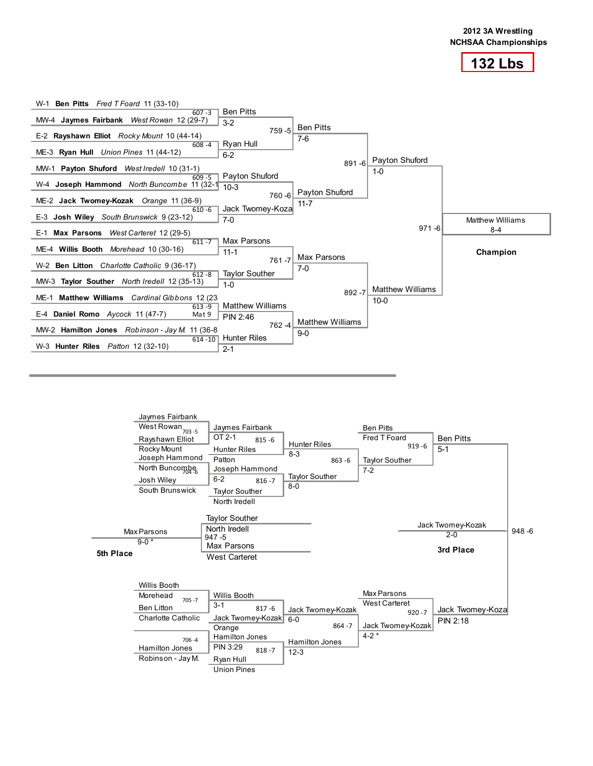**2012 3A Wrestling**
**NCHSAA Championships**

# 132 Lbs

## Championship Bracket

### First Round

| Wrestler 1 | Wrestler 2 | Bout | Winner | Score |
|---|---|---|---|---|
| W-1 **Ben Pitts** *Fred T Foard* 11 (33-10) | MW-4 **Jaymes Fairbank** *West Rowan* 12 (29-7) | 607 -3 | Ben Pitts | 3-2 |
| E-2 **Rayshawn Elliot** *Rocky Mount* 10 (44-14) | ME-3 **Ryan Hull** *Union Pines* 11 (44-12) | 608 -4 | Ryan Hull | 6-2 |
| MW-1 **Payton Shuford** *West Iredell* 10 (31-1) | W-4 **Joseph Hammond** *North Buncombe* 11 (32-1 | 609 -5 | Payton Shuford | 10-3 |
| ME-2 **Jack Twomey-Kozak** *Orange* 11 (36-9) | E-3 **Josh Wiley** *South Brunswick* 9 (23-12) | 610 -6 | Jack Twomey-Koza | 7-0 |
| E-1 **Max Parsons** *West Carteret* 12 (29-5) | ME-4 **Willis Booth** *Morehead* 10 (30-16) | 611 -7 | Max Parsons | 11-1 |
| W-2 **Ben Litton** *Charlotte Catholic* 9 (36-17) | MW-3 **Taylor Souther** *North Iredell* 12 (35-13) | 612 -8 | Taylor Souther | 1-0 |
| ME-1 **Matthew Williams** *Cardinal Gibbons* 12 (23 | E-4 **Daniel Romo** *Aycock* 11 (47-7) | 613 -9 Mat 9 | Matthew Williams | PIN 2:46 |
| MW-2 **Hamilton Jones** *Robinson - Jay M.* 11 (36-8 | W-3 **Hunter Riles** *Patton* 12 (32-10) | 614 -10 | Hunter Riles | 2-1 |

### Quarterfinals

| Bout | Winner | Score |
|---|---|---|
| 759 -5 | Ben Pitts | 7-6 |
| 760 -6 | Payton Shuford | 11-7 |
| 761 -7 | Max Parsons | 7-0 |
| 762 -4 | Matthew Williams | 9-0 |

### Semifinals

| Bout | Winner | Score |
|---|---|---|
| 891 -6 | Payton Shuford | 1-0 |
| 892 -7 | Matthew Williams | 10-0 |

### Final

| Bout | Winner | Score |
|---|---|---|
| 971 -6 | Matthew Williams | 8-4 |

**Champion**: Matthew Williams

## Consolation Bracket

### Upper Half

| Bout | Wrestlers | Winner | Score |
|---|---|---|---|
| 703 -5 | Jaymes Fairbank (West Rowan) vs. Rayshawn Elliot (Rocky Mount) | Jaymes Fairbank | OT 2-1 |
| 704 -6 | Joseph Hammond (North Buncombe) vs. Josh Wiley (South Brunswick) | Joseph Hammond | 6-2 |
| 815 -6 | Jaymes Fairbank vs. Hunter Riles (Patton) | Hunter Riles | 8-3 |
| 816 -7 | Joseph Hammond vs. Taylor Souther (North Iredell) | Taylor Souther | 8-0 |
| 863 -6 | Hunter Riles vs. Taylor Souther | Taylor Souther | 7-2 |
| 919 -6 | Ben Pitts (Fred T Foard) vs. Taylor Souther | Ben Pitts | 5-1 |

### Lower Half

| Bout | Wrestlers | Winner | Score |
|---|---|---|---|
| 705 -7 | Willis Booth (Morehead) vs. Ben Litton (Charlotte Catholic) | Willis Booth | 3-1 |
| 706 -4 | Hamilton Jones (Robinson - Jay M.) | Hamilton Jones | PIN 3:29 |
| 817 -6 | Willis Booth vs. Jack Twomey-Kozak (Orange) | Jack Twomey-Kozak | 6-0 |
| 818 -7 | Hamilton Jones vs. Ryan Hull (Union Pines) | Hamilton Jones | 12-3 |
| 864 -7 | Jack Twomey-Kozak vs. Hamilton Jones | Jack Twomey-Kozak | 4-2 * |
| 920 -7 | Max Parsons (West Carteret) vs. Jack Twomey-Kozak | Jack Twomey-Koza | PIN 2:18 |

### 3rd Place

| Bout | Wrestlers | Winner | Score |
|---|---|---|---|
| 948 -6 | Ben Pitts vs. Jack Twomey-Koza | Jack Twomey-Kozak | 2-0 |

**3rd Place**: Jack Twomey-Kozak

### 5th Place

| Bout | Wrestlers | Winner | Score |
|---|---|---|---|
| 947 -5 | Taylor Souther (North Iredell) vs. Max Parsons (West Carteret) | Max Parsons | 9-0 * |

**5th Place**: Max Parsons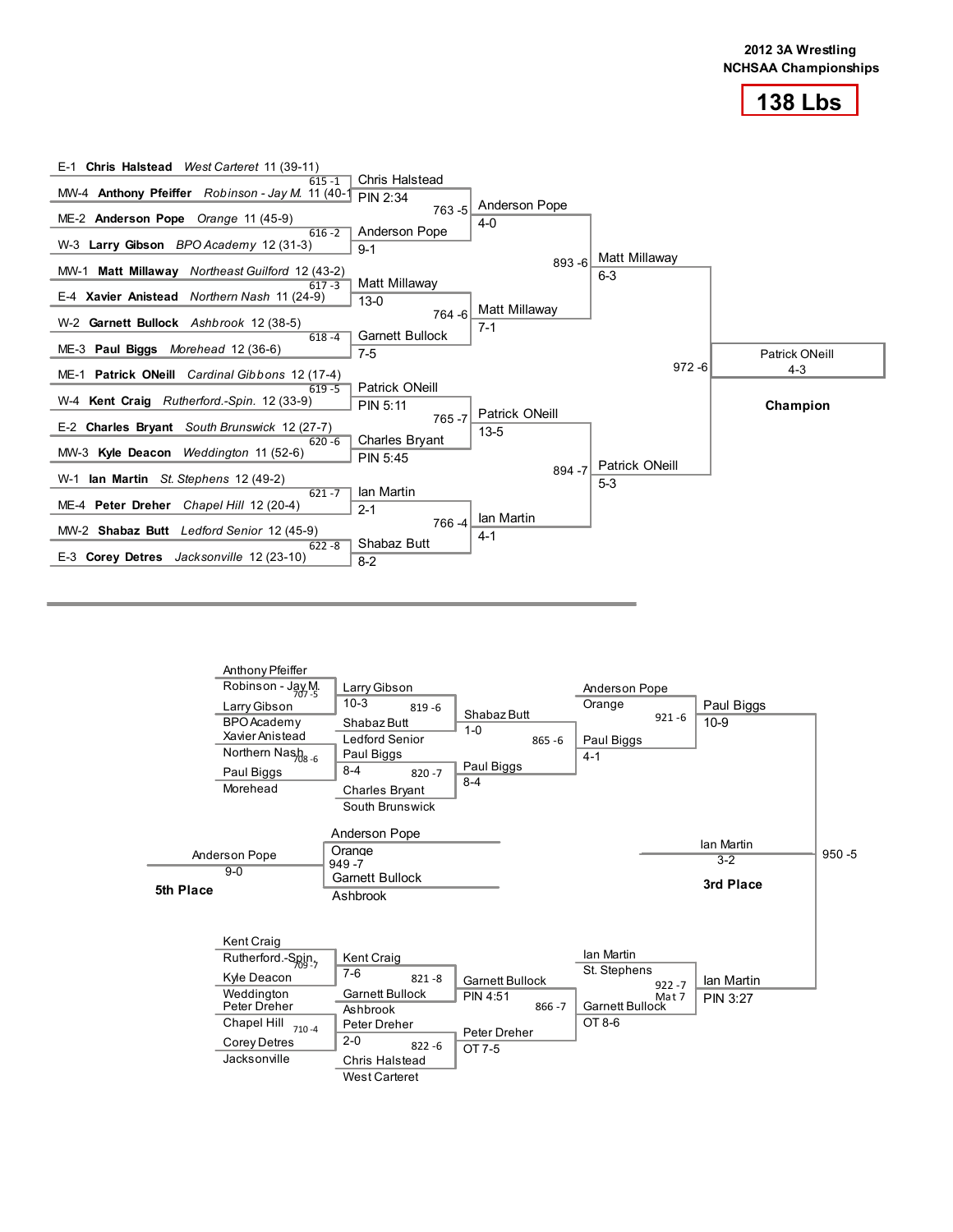**2012 3A Wrestling**
**NCHSAA Championships**

# 138 Lbs

## Championship Bracket

| Bout | Wrestler (Seed, School, Grade, Record) |
| --- | --- |
| 615 -1 | E-1 **Chris Halstead** *West Carteret* 11 (39-11) vs MW-4 **Anthony Pfeiffer** *Robinson - Jay M.* 11 (40-1 |
| 616 -2 | ME-2 **Anderson Pope** *Orange* 11 (45-9) vs W-3 **Larry Gibson** *BPO Academy* 12 (31-3) |
| 617 -3 | MW-1 **Matt Millaway** *Northeast Guilford* 12 (43-2) vs E-4 **Xavier Anistead** *Northern Nash* 11 (24-9) |
| 618 -4 | W-2 **Garnett Bullock** *Ashbrook* 12 (38-5) vs ME-3 **Paul Biggs** *Morehead* 12 (36-6) |
| 619 -5 | ME-1 **Patrick ONeill** *Cardinal Gibbons* 12 (17-4) vs W-4 **Kent Craig** *Rutherford.-Spin.* 12 (33-9) |
| 620 -6 | E-2 **Charles Bryant** *South Brunswick* 12 (27-7) vs MW-3 **Kyle Deacon** *Weddington* 11 (52-6) |
| 621 -7 | W-1 **Ian Martin** *St. Stephens* 12 (49-2) vs ME-4 **Peter Dreher** *Chapel Hill* 12 (20-4) |
| 622 -8 | MW-2 **Shabaz Butt** *Ledford Senior* 12 (45-9) vs E-3 **Corey Detres** *Jacksonville* 12 (23-10) |

| Round | Bout | Winner | Result |
| --- | --- | --- | --- |
| First Round | 615 -1 | Chris Halstead | PIN 2:34 |
| First Round | 616 -2 | Anderson Pope | 9-1 |
| First Round | 617 -3 | Matt Millaway | 13-0 |
| First Round | 618 -4 | Garnett Bullock | 7-5 |
| First Round | 619 -5 | Patrick ONeill | PIN 5:11 |
| First Round | 620 -6 | Charles Bryant | PIN 5:45 |
| First Round | 621 -7 | Ian Martin | 2-1 |
| First Round | 622 -8 | Shabaz Butt | 8-2 |
| Quarterfinal | 763 -5 | Anderson Pope | 4-0 |
| Quarterfinal | 764 -6 | Matt Millaway | 7-1 |
| Quarterfinal | 765 -7 | Patrick ONeill | 13-5 |
| Quarterfinal | 766 -4 | Ian Martin | 4-1 |
| Semifinal | 893 -6 | Matt Millaway | 6-3 |
| Semifinal | 894 -7 | Patrick ONeill | 5-3 |
| Final | 972 -6 | Patrick ONeill | 4-3 |

**Champion:** Patrick ONeill

## Consolation Bracket

| Bout | Wrestlers | Winner | Result |
| --- | --- | --- | --- |
| 707 -5 | Anthony Pfeiffer (Robinson - Jay M.) vs Larry Gibson (BPO Academy) | Larry Gibson | 10-3 |
| 708 -6 | Xavier Anistead (Northern Nash) vs Paul Biggs (Morehead) | Paul Biggs | 8-4 |
| 709 -7 | Kent Craig (Rutherford.-Spin.) vs Kyle Deacon (Weddington) | Kent Craig | 7-6 |
| 710 -4 | Peter Dreher (Chapel Hill) vs Corey Detres (Jacksonville) | Peter Dreher | 2-0 |
| 819 -6 | Larry Gibson vs Shabaz Butt (Ledford Senior) | Shabaz Butt | 1-0 |
| 820 -7 | Paul Biggs vs Charles Bryant (South Brunswick) | Paul Biggs | 8-4 |
| 821 -8 | Kent Craig vs Garnett Bullock (Ashbrook) | Garnett Bullock | PIN 4:51 |
| 822 -6 | Peter Dreher vs Chris Halstead (West Carteret) | Peter Dreher | OT 7-5 |
| 865 -6 | Shabaz Butt vs Paul Biggs | Paul Biggs | 4-1 |
| 866 -7 | Garnett Bullock vs Peter Dreher | Garnett Bullock | OT 8-6 |
| 921 -6 | Anderson Pope (Orange) vs Paul Biggs | Paul Biggs | 10-9 |
| 922 -7 (Mat 7) | Ian Martin (St. Stephens) vs Garnett Bullock | Ian Martin | PIN 3:27 |
| 950 -5 | Paul Biggs vs Ian Martin | Ian Martin | 3-2 |
| 949 -7 | Anderson Pope (Orange) vs Garnett Bullock (Ashbrook) | Anderson Pope | 9-0 |

**3rd Place:** Ian Martin 3-2

**5th Place:** Anderson Pope 9-0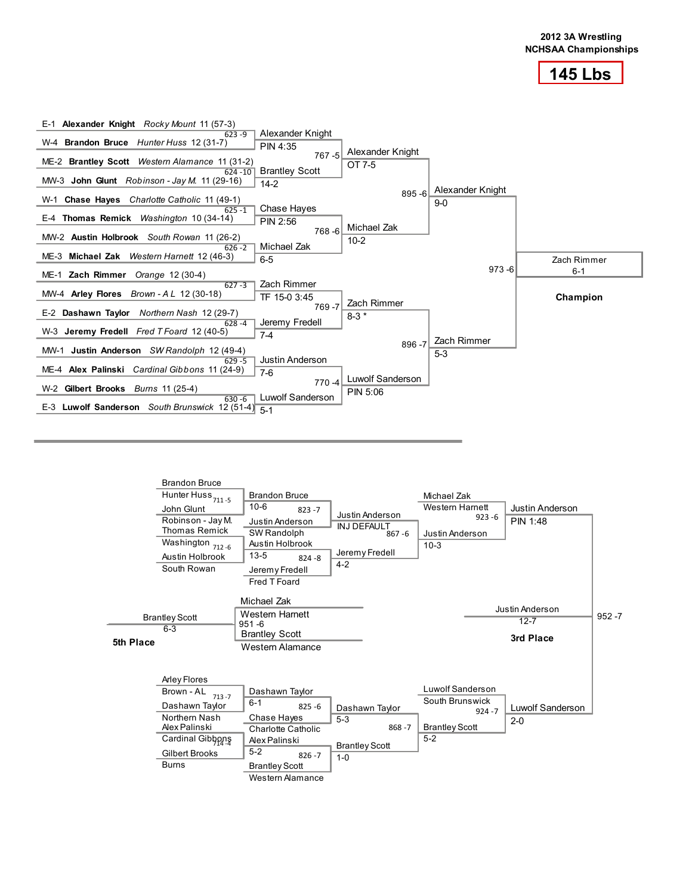**2012 3A Wrestling NCHSAA Championships**

# 145 Lbs

## Championship Bracket

### First Round

| Bout | Wrestler 1 | Wrestler 2 | Winner | Result |
|---|---|---|---|---|
| 623 -9 | E-1 **Alexander Knight** *Rocky Mount* 11 (57-3) | W-4 **Brandon Bruce** *Hunter Huss* 12 (31-7) | Alexander Knight | PIN 4:35 |
| 624 -10 | ME-2 **Brantley Scott** *Western Alamance* 11 (31-2) | MW-3 **John Glunt** *Robinson - Jay M.* 11 (29-16) | Brantley Scott | 14-2 |
| 625 -1 | W-1 **Chase Hayes** *Charlotte Catholic* 11 (49-1) | E-4 **Thomas Remick** *Washington* 10 (34-14) | Chase Hayes | PIN 2:56 |
| 626 -2 | MW-2 **Austin Holbrook** *South Rowan* 11 (26-2) | ME-3 **Michael Zak** *Western Harnett* 12 (46-3) | Michael Zak | 6-5 |
| 627 -3 | ME-1 **Zach Rimmer** *Orange* 12 (30-4) | MW-4 **Arley Flores** *Brown - A L* 12 (30-18) | Zach Rimmer | TF 15-0 3:45 |
| 628 -4 | E-2 **Dashawn Taylor** *Northern Nash* 12 (29-7) | W-3 **Jeremy Fredell** *Fred T Foard* 12 (40-5) | Jeremy Fredell | 7-4 |
| 629 -5 | MW-1 **Justin Anderson** *SW Randolph* 12 (49-4) | ME-4 **Alex Palinski** *Cardinal Gibbons* 11 (24-9) | Justin Anderson | 7-6 |
| 630 -6 | W-2 **Gilbert Brooks** *Burns* 11 (25-4) | E-3 **Luwolf Sanderson** *South Brunswick* 12 (51-4) | Luwolf Sanderson | 5-1 |

### Quarterfinals

| Bout | Winner | Result |
|---|---|---|
| 767 -5 | Alexander Knight | OT 7-5 |
| 768 -6 | Michael Zak | 10-2 |
| 769 -7 | Zach Rimmer | 8-3 * |
| 770 -4 | Luwolf Sanderson | PIN 5:06 |

### Semifinals

| Bout | Winner | Result |
|---|---|---|
| 895 -6 | Alexander Knight | 9-0 |
| 896 -7 | Zach Rimmer | 5-3 |

### Final

| Bout | Winner | Result |
|---|---|---|
| 973 -6 | Zach Rimmer | 6-1 |

**Champion**: Zach Rimmer

## Consolation Bracket

| Bout | Wrestler 1 | Wrestler 2 | Winner | Result |
|---|---|---|---|---|
| 711 -5 | Brandon Bruce (Hunter Huss) | John Glunt (Robinson - Jay M.) | Brandon Bruce | 10-6 |
| 712 -6 | Thomas Remick (Washington) | Austin Holbrook (South Rowan) | Austin Holbrook | 13-5 |
| 823 -7 | Brandon Bruce | Justin Anderson (SW Randolph) | Justin Anderson | INJ DEFAULT |
| 824 -8 | Austin Holbrook | Jeremy Fredell (Fred T Foard) | Jeremy Fredell | 4-2 |
| 867 -6 | Justin Anderson | Jeremy Fredell | Justin Anderson | 10-3 |
| 923 -6 | Michael Zak (Western Harnett) | Justin Anderson | Justin Anderson | PIN 1:48 |
| 713 -7 | Arley Flores (Brown - AL) | Dashawn Taylor (Northern Nash) | Dashawn Taylor | 6-1 |
| 714 -4 | Alex Palinski (Cardinal Gibbons) | Gilbert Brooks (Burns) | Alex Palinski | 5-2 |
| 825 -6 | Dashawn Taylor | Chase Hayes (Charlotte Catholic) | Dashawn Taylor | 5-3 |
| 826 -7 | Alex Palinski | Brantley Scott (Western Alamance) | Brantley Scott | 1-0 |
| 868 -7 | Dashawn Taylor | Brantley Scott | Brantley Scott | 5-2 |
| 924 -7 | Luwolf Sanderson (South Brunswick) | Brantley Scott | Luwolf Sanderson | 2-0 |

### 3rd Place

| Bout | Wrestler 1 | Wrestler 2 | Winner | Result |
|---|---|---|---|---|
| 952 -7 | Justin Anderson | Luwolf Sanderson | Justin Anderson | 12-7 |

**3rd Place**: Justin Anderson

### 5th Place

| Bout | Wrestler 1 | Wrestler 2 | Winner | Result |
|---|---|---|---|---|
| 951 -6 | Michael Zak (Western Harnett) | Brantley Scott (Western Alamance) | Brantley Scott | 6-3 |

**5th Place**: Brantley Scott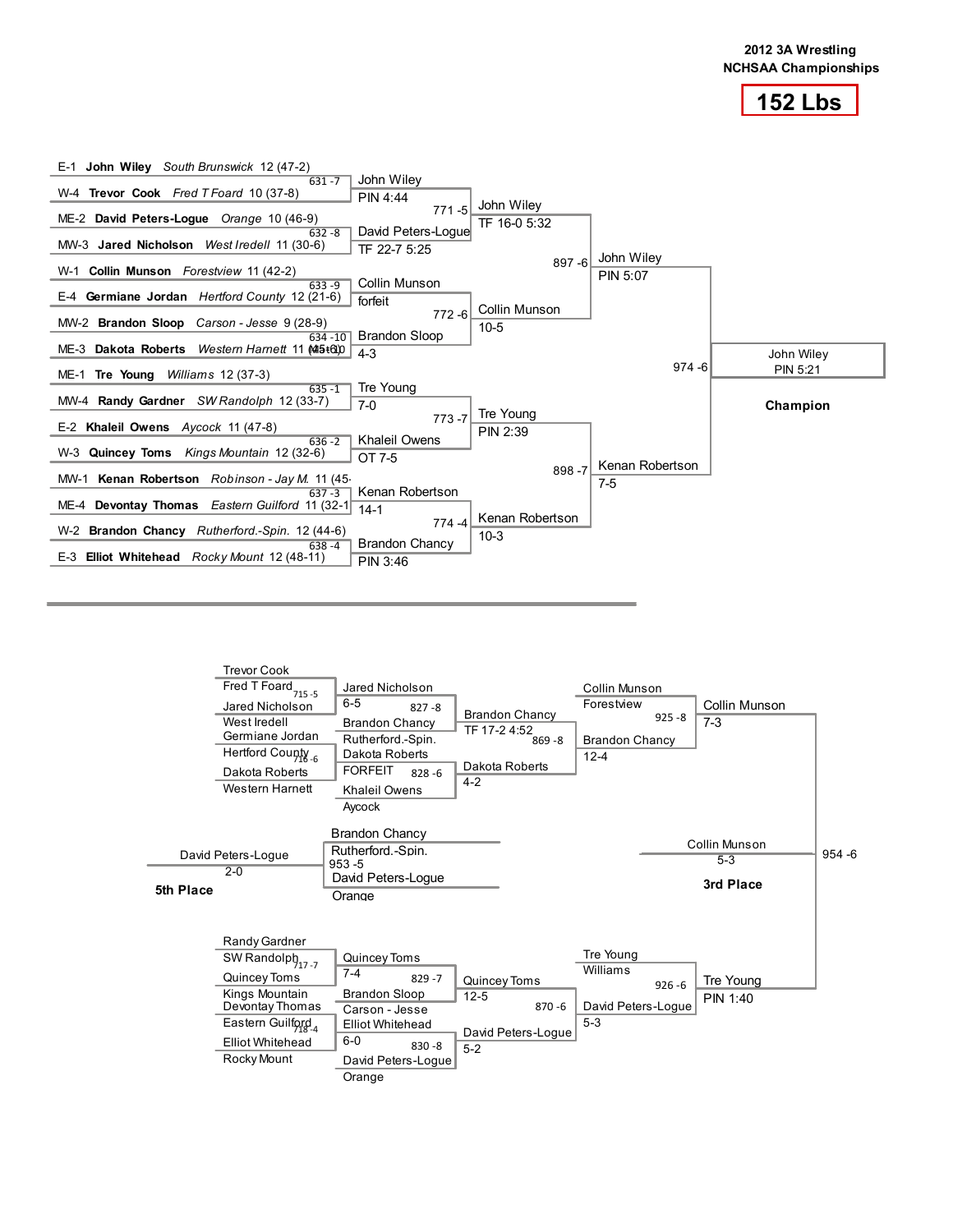# 2012 3A Wrestling NCHSAA Championships

## 152 Lbs

### Championship Bracket

**First Round**

| Bout | Wrestler 1 | Wrestler 2 | Winner | Result |
|---|---|---|---|---|
| 631 -7 | E-1 **John Wiley** *South Brunswick* 12 (47-2) | W-4 **Trevor Cook** *Fred T Foard* 10 (37-8) | John Wiley | PIN 4:44 |
| 632 -8 | ME-2 **David Peters-Logue** *Orange* 10 (46-9) | MW-3 **Jared Nicholson** *West Iredell* 11 (30-6) | David Peters-Logue | TF 22-7 5:25 |
| 633 -9 | W-1 **Collin Munson** *Forestview* 11 (42-2) | E-4 **Germiane Jordan** *Hertford County* 12 (21-6) | Collin Munson | forfeit |
| 634 -10 | MW-2 **Brandon Sloop** *Carson - Jesse* 9 (28-9) | ME-3 **Dakota Roberts** *Western Harnett* 11 (45-10) | Brandon Sloop | 4-3 |
| 635 -1 | ME-1 **Tre Young** *Williams* 12 (37-3) | MW-4 **Randy Gardner** *SW Randolph* 12 (33-7) | Tre Young | 7-0 |
| 636 -2 | E-2 **Khaleil Owens** *Aycock* 11 (47-8) | W-3 **Quincey Toms** *Kings Mountain* 12 (32-6) | Khaleil Owens | OT 7-5 |
| 637 -3 | MW-1 **Kenan Robertson** *Robinson - Jay M.* 11 (45- | ME-4 **Devontay Thomas** *Eastern Guilford* 11 (32-1 | Kenan Robertson | 14-1 |
| 638 -4 | W-2 **Brandon Chancy** *Rutherford.-Spin.* 12 (44-6) | E-3 **Elliot Whitehead** *Rocky Mount* 12 (48-11) | Brandon Chancy | PIN 3:46 |

**Quarterfinals**

| Bout | Winner | Result |
|---|---|---|
| 771 -5 | John Wiley | TF 16-0 5:32 |
| 772 -6 | Collin Munson | 10-5 |
| 773 -7 | Tre Young | PIN 2:39 |
| 774 -4 | Kenan Robertson | 10-3 |

**Semifinals**

| Bout | Winner | Result |
|---|---|---|
| 897 -6 | John Wiley | PIN 5:07 |
| 898 -7 | Kenan Robertson | 7-5 |

**Final**

| Bout | Winner | Result |
|---|---|---|
| 974 -6 | John Wiley | PIN 5:21 |

**Champion:** John Wiley

### Consolation Bracket

**Consolation Round 1**

| Bout | Wrestler 1 | Wrestler 2 | Winner | Result |
|---|---|---|---|---|
| 715 -5 | Trevor Cook, Fred T Foard | Jared Nicholson, West Iredell | Jared Nicholson | 6-5 |
| 716 -6 | Germiane Jordan, Hertford County | Dakota Roberts, Western Harnett | Dakota Roberts | FORFEIT |
| 717 -7 | Randy Gardner, SW Randolph | Quincey Toms, Kings Mountain | Quincey Toms | 7-4 |
| 718 -4 | Devontay Thomas, Eastern Guilford | Elliot Whitehead, Rocky Mount | Elliot Whitehead | 6-0 |

**Consolation Round 2**

| Bout | Wrestler 1 | Wrestler 2 | Winner | Result |
|---|---|---|---|---|
| 827 -8 | Jared Nicholson | Brandon Chancy, Rutherford.-Spin. | Brandon Chancy | TF 17-2 4:52 |
| 828 -6 | Dakota Roberts | Khaleil Owens, Aycock | Dakota Roberts | 4-2 |
| 829 -7 | Quincey Toms | Brandon Sloop, Carson - Jesse | Quincey Toms | 12-5 |
| 830 -8 | Elliot Whitehead | David Peters-Logue, Orange | David Peters-Logue | 5-2 |

**Consolation Round 3**

| Bout | Wrestler 1 | Wrestler 2 | Winner | Result |
|---|---|---|---|---|
| 869 -8 | Brandon Chancy | Dakota Roberts | Brandon Chancy | 12-4 |
| 870 -6 | Quincey Toms | David Peters-Logue | David Peters-Logue | 5-3 |

**Consolation Semifinals**

| Bout | Wrestler 1 | Wrestler 2 | Winner | Result |
|---|---|---|---|---|
| 925 -8 | Collin Munson, Forestview | Brandon Chancy | Collin Munson | 7-3 |
| 926 -6 | Tre Young, Williams | David Peters-Logue | Tre Young | PIN 1:40 |

**3rd Place**

| Bout | Winner | Result |
|---|---|---|
| 954 -6 | Collin Munson | 5-3 |

**5th Place**

| Bout | Wrestler 1 | Wrestler 2 | Winner | Result |
|---|---|---|---|---|
| 953 -5 | Brandon Chancy, Rutherford.-Spin. | David Peters-Logue, Orange | David Peters-Logue | 2-0 |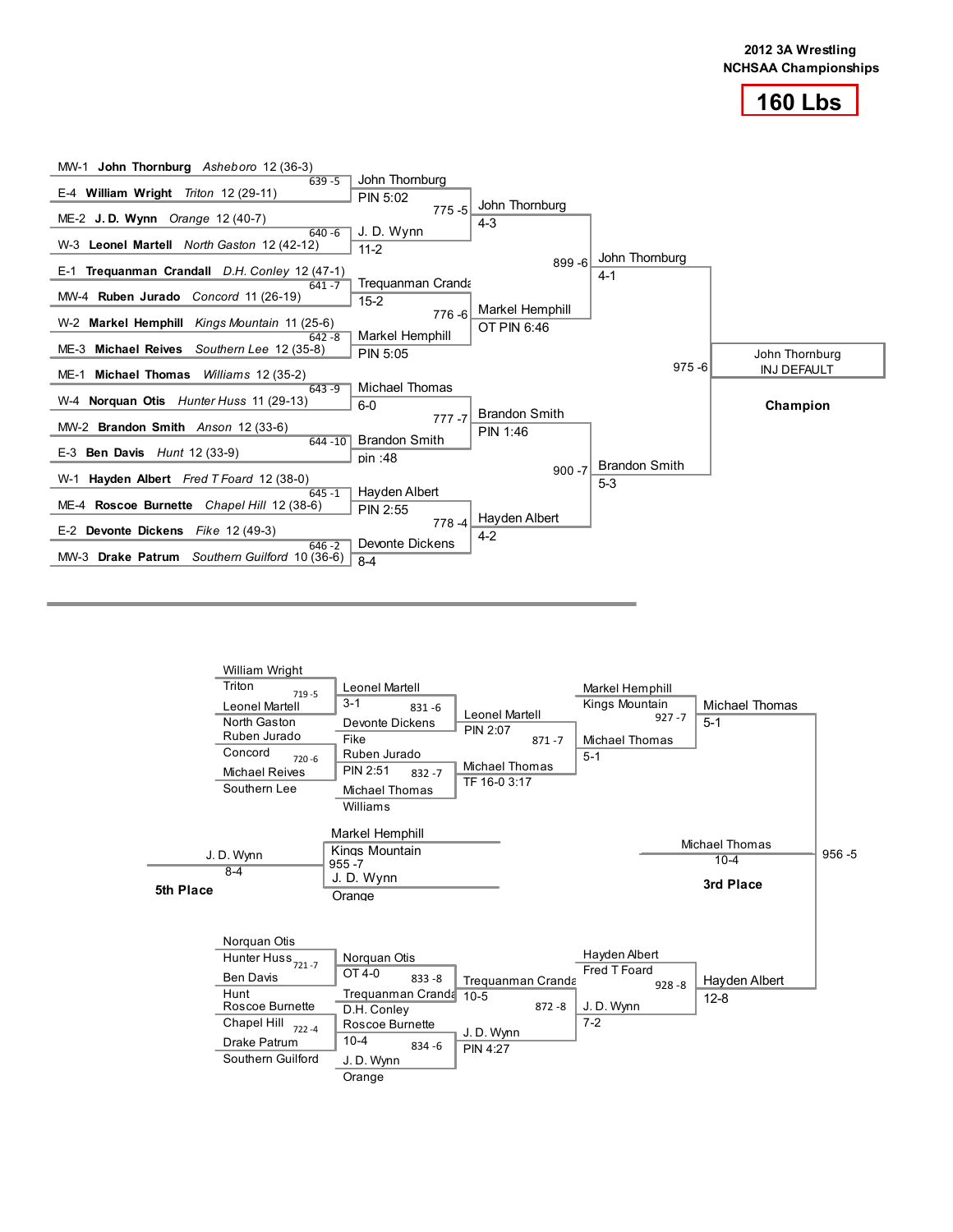**2012 3A Wrestling**
**NCHSAA Championships**

# 160 Lbs

## Championship Bracket

### First Round

| Bout | Wrestler 1 | Wrestler 2 | Winner | Result |
|---|---|---|---|---|
| 639 -5 | MW-1 **John Thornburg** *Asheboro* 12 (36-3) | E-4 **William Wright** *Triton* 12 (29-11) | John Thornburg | PIN 5:02 |
| 640 -6 | ME-2 **J. D. Wynn** *Orange* 12 (40-7) | W-3 **Leonel Martell** *North Gaston* 12 (42-12) | J. D. Wynn | 11-2 |
| 641 -7 | E-1 **Trequanman Crandall** *D.H. Conley* 12 (47-1) | MW-4 **Ruben Jurado** *Concord* 11 (26-19) | Trequanman Cranda | 15-2 |
| 642 -8 | W-2 **Markel Hemphill** *Kings Mountain* 11 (25-6) | ME-3 **Michael Reives** *Southern Lee* 12 (35-8) | Markel Hemphill | PIN 5:05 |
| 643 -9 | ME-1 **Michael Thomas** *Williams* 12 (35-2) | W-4 **Norquan Otis** *Hunter Huss* 11 (29-13) | Michael Thomas | 6-0 |
| 644 -10 | MW-2 **Brandon Smith** *Anson* 12 (33-6) | E-3 **Ben Davis** *Hunt* 12 (33-9) | Brandon Smith | pin :48 |
| 645 -1 | W-1 **Hayden Albert** *Fred T Foard* 12 (38-0) | ME-4 **Roscoe Burnette** *Chapel Hill* 12 (38-6) | Hayden Albert | PIN 2:55 |
| 646 -2 | E-2 **Devonte Dickens** *Fike* 12 (49-3) | MW-3 **Drake Patrum** *Southern Guilford* 10 (36-6) | Devonte Dickens | 8-4 |

### Quarterfinals

| Bout | Winner | Result |
|---|---|---|
| 775 -5 | John Thornburg | 4-3 |
| 776 -6 | Markel Hemphill | OT PIN 6:46 |
| 777 -7 | Brandon Smith | PIN 1:46 |
| 778 -4 | Hayden Albert | 4-2 |

### Semifinals

| Bout | Winner | Result |
|---|---|---|
| 899 -6 | John Thornburg | 4-1 |
| 900 -7 | Brandon Smith | 5-3 |

### Final

| Bout | Winner | Result |
|---|---|---|
| 975 -6 | John Thornburg | INJ DEFAULT |

**Champion**: John Thornburg

## Consolation Bracket

### Upper Consolation

| Bout | Wrestler 1 | Wrestler 2 | Winner | Result |
|---|---|---|---|---|
| 719 -5 | William Wright, Triton | Leonel Martell, North Gaston | Leonel Martell | 3-1 |
| 720 -6 | Ruben Jurado, Concord | Michael Reives, Southern Lee | Ruben Jurado | PIN 2:51 |
| 831 -6 | Leonel Martell | Devonte Dickens, Fike | Leonel Martell | PIN 2:07 |
| 832 -7 | Ruben Jurado | Michael Thomas, Williams | Michael Thomas | TF 16-0 3:17 |
| 871 -7 | Leonel Martell | Michael Thomas | Michael Thomas | 5-1 |
| 927 -7 | Markel Hemphill, Kings Mountain | Michael Thomas | Michael Thomas | 5-1 |

### Lower Consolation

| Bout | Wrestler 1 | Wrestler 2 | Winner | Result |
|---|---|---|---|---|
| 721 -7 | Norquan Otis, Hunter Huss | Ben Davis, Hunt | Norquan Otis | OT 4-0 |
| 722 -4 | Roscoe Burnette, Chapel Hill | Drake Patrum, Southern Guilford | Roscoe Burnette | 10-4 |
| 833 -8 | Norquan Otis | Trequanman Crandall, D.H. Conley | Trequanman Crandall | 10-5 |
| 834 -6 | Roscoe Burnette | J. D. Wynn, Orange | J. D. Wynn | PIN 4:27 |
| 872 -8 | Trequanman Crandall | J. D. Wynn | J. D. Wynn | 7-2 |
| 928 -8 | Hayden Albert, Fred T Foard | J. D. Wynn | Hayden Albert | 12-8 |

### 3rd Place

| Bout | Wrestler 1 | Wrestler 2 | Winner | Result |
|---|---|---|---|---|
| 956 -5 | Michael Thomas | Hayden Albert | Michael Thomas | 10-4 |

**3rd Place**: Michael Thomas

### 5th Place

| Bout | Wrestler 1 | Wrestler 2 | Winner | Result |
|---|---|---|---|---|
| 955 -7 | Markel Hemphill, Kings Mountain | J. D. Wynn, Orange | J. D. Wynn | 8-4 |

**5th Place**: J. D. Wynn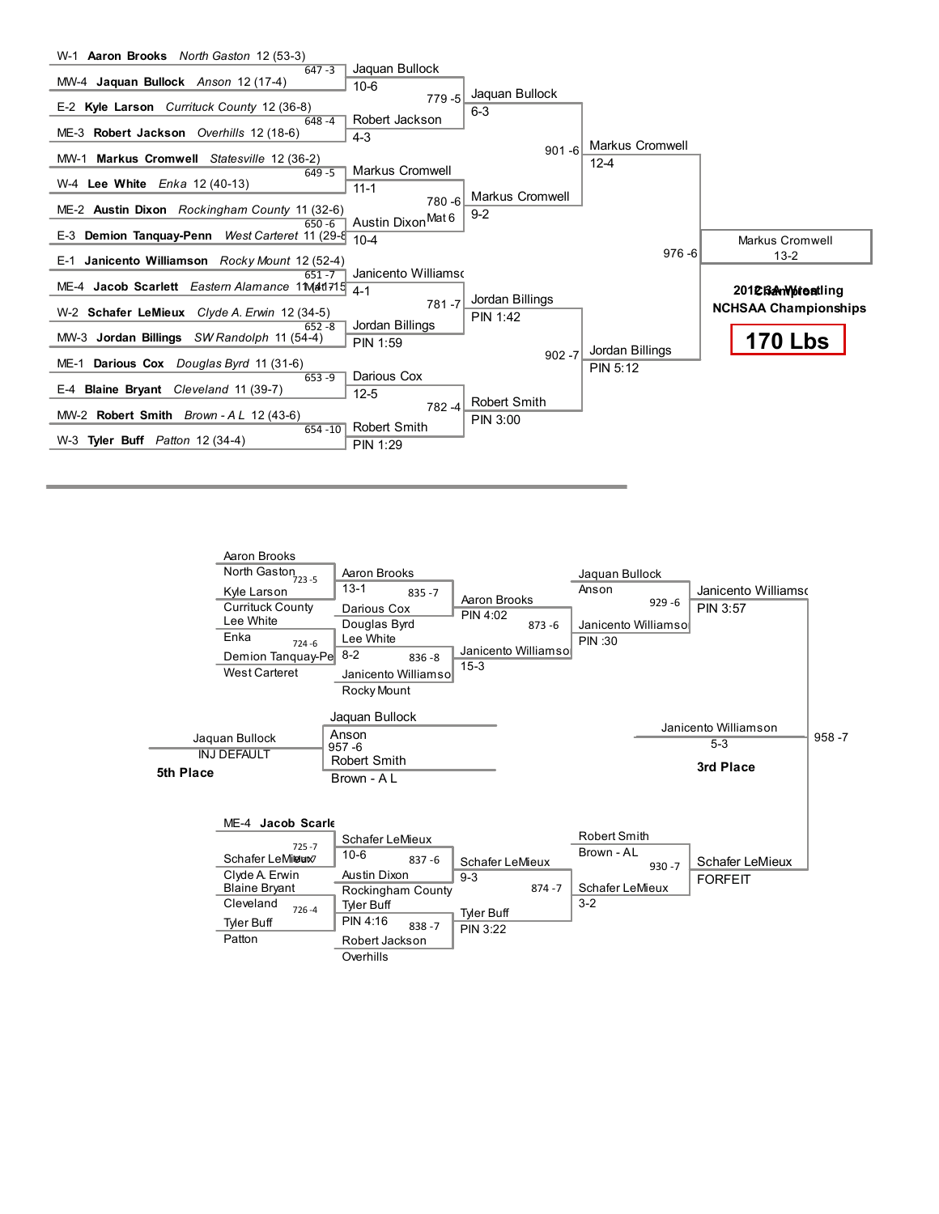## 2012 3A Wrestling NCHSAA Championships

## 170 Lbs

### Championship Bracket

**First Round**

| Match | Wrestler 1 | Wrestler 2 | Winner | Result |
|---|---|---|---|---|
| 647 -3 | W-1 **Aaron Brooks** *North Gaston* 12 (53-3) | MW-4 **Jaquan Bullock** *Anson* 12 (17-4) | Jaquan Bullock | 10-6 |
| 648 -4 | E-2 **Kyle Larson** *Currituck County* 12 (36-8) | ME-3 **Robert Jackson** *Overhills* 12 (18-6) | Robert Jackson | 4-3 |
| 649 -5 | MW-1 **Markus Cromwell** *Statesville* 12 (36-2) | W-4 **Lee White** *Enka* 12 (40-13) | Markus Cromwell | 11-1 |
| 650 -6 | ME-2 **Austin Dixon** *Rockingham County* 11 (32-6) | E-3 **Demion Tanquay-Penn** *West Carteret* 11 (29-8) | Austin Dixon | 10-4 |
| 651 -7 | E-1 **Janicento Williamson** *Rocky Mount* 12 (52-4) | ME-4 **Jacob Scarlett** *Eastern Alamance* 11 (41-15) | Janicento Williamson | 4-1 |
| 652 -8 | W-2 **Schafer LeMieux** *Clyde A. Erwin* 12 (34-5) | MW-3 **Jordan Billings** *SW Randolph* 11 (54-4) | Jordan Billings | PIN 1:59 |
| 653 -9 | ME-1 **Darious Cox** *Douglas Byrd* 11 (31-6) | E-4 **Blaine Bryant** *Cleveland* 11 (39-7) | Darious Cox | 12-5 |
| 654 -10 | MW-2 **Robert Smith** *Brown - A L* 12 (43-6) | W-3 **Tyler Buff** *Patton* 12 (34-4) | Robert Smith | PIN 1:29 |

**Quarterfinals**

| Match | Winner | Result |
|---|---|---|
| 779 -5 | Jaquan Bullock | 6-3 |
| 780 -6 (Mat 6) | Markus Cromwell | 9-2 |
| 781 -7 | Jordan Billings | PIN 1:42 |
| 782 -4 | Robert Smith | PIN 3:00 |

**Semifinals**

| Match | Winner | Result |
|---|---|---|
| 901 -6 | Markus Cromwell | 12-4 |
| 902 -7 | Jordan Billings | PIN 5:12 |

**Final**

| Match | Champion | Result |
|---|---|---|
| 976 -6 | Markus Cromwell | 13-2 |

### Consolation Bracket

**Consolation Round 1**

| Match | Wrestler 1 | Wrestler 2 | Winner | Result |
|---|---|---|---|---|
| 723 -5 | Aaron Brooks, North Gaston | Kyle Larson, Currituck County | Aaron Brooks | 13-1 |
| 724 -6 | Lee White, Enka | Demion Tanquay-Penn, West Carteret | Lee White | 8-2 |
| 725 -7 | Jacob Scarlett | Schafer LeMieux, Clyde A. Erwin | Schafer LeMieux | 10-6 |
| 726 -4 | Blaine Bryant, Cleveland | Tyler Buff, Patton | Tyler Buff | PIN 4:16 |

**Consolation Round 2**

| Match | Wrestler 1 | Wrestler 2 | Winner | Result |
|---|---|---|---|---|
| 835 -7 | Aaron Brooks | Darious Cox, Douglas Byrd | Aaron Brooks | PIN 4:02 |
| 836 -8 | Lee White | Janicento Williamson, Rocky Mount | Janicento Williamson | 15-3 |
| 837 -6 | Schafer LeMieux | Austin Dixon, Rockingham County | Schafer LeMieux | 9-3 |
| 838 -7 | Tyler Buff | Robert Jackson, Overhills | Tyler Buff | PIN 3:22 |

**Consolation Semifinals**

| Match | Wrestler 1 | Wrestler 2 | Winner | Result |
|---|---|---|---|---|
| 873 -6 | Aaron Brooks | Janicento Williamson | Janicento Williamson | PIN :30 |
| 874 -7 | Schafer LeMieux | Tyler Buff | Schafer LeMieux | 3-2 |
| 929 -6 | Jaquan Bullock, Anson | Janicento Williamson | Janicento Williamson | PIN 3:57 |
| 930 -7 | Robert Smith, Brown - AL | Schafer LeMieux | Schafer LeMieux | FORFEIT |

**3rd Place**

| Match | Wrestler 1 | Wrestler 2 | Winner | Result |
|---|---|---|---|---|
| 958 -7 | Janicento Williamson | Schafer LeMieux | Janicento Williamson | 5-3 |

**5th Place**

| Match | Wrestler 1 | Wrestler 2 | Winner | Result |
|---|---|---|---|---|
| 957 -6 | Jaquan Bullock, Anson | Robert Smith, Brown - A L | Jaquan Bullock | INJ DEFAULT |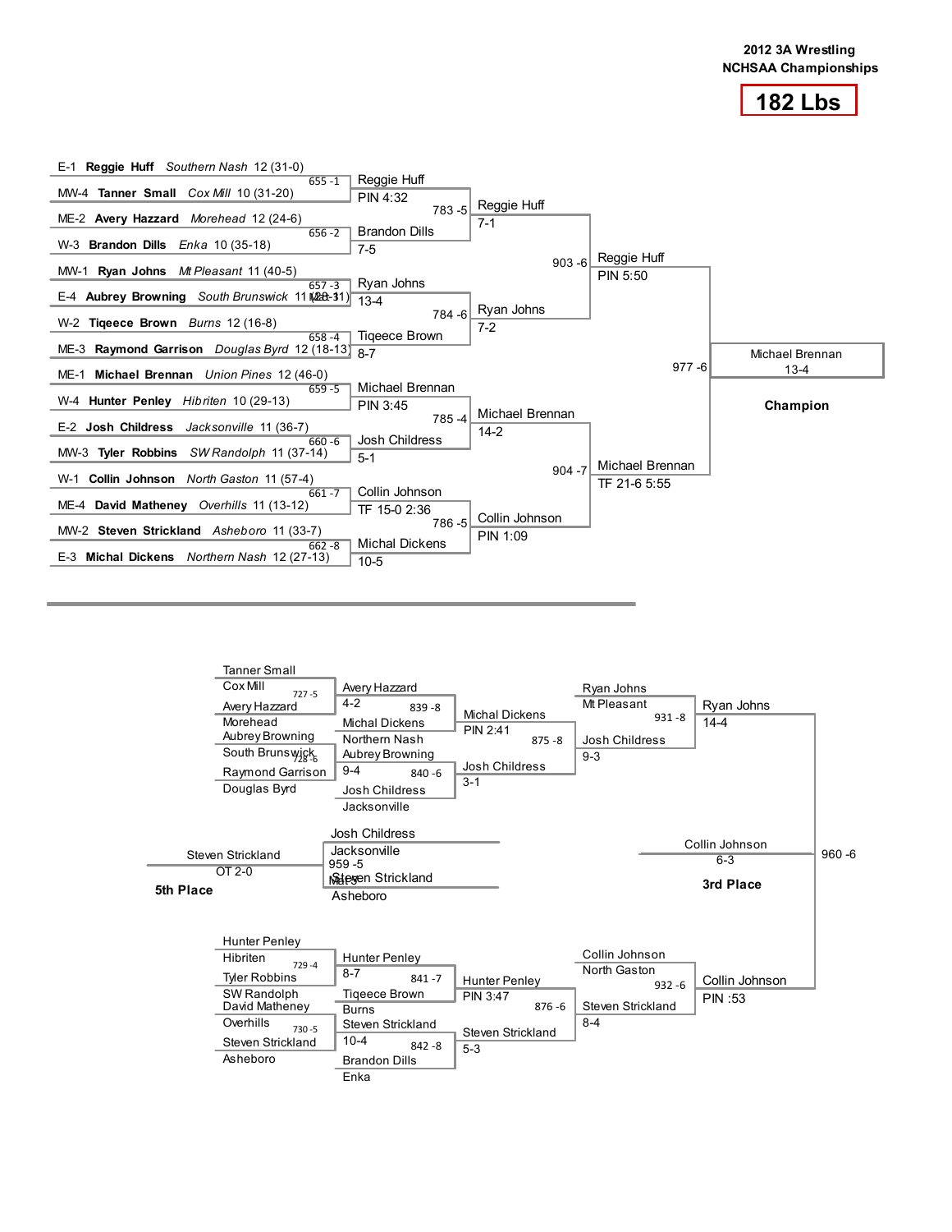**2012 3A Wrestling**
**NCHSAA Championships**

# 182 Lbs

## Championship Bracket

| Seed | Wrestler | School | Grade | Record |
|---|---|---|---|---|
| E-1 | **Reggie Huff** | *Southern Nash* | 12 | (31-0) |
| MW-4 | **Tanner Small** | *Cox Mill* | 10 | (31-20) |
| ME-2 | **Avery Hazzard** | *Morehead* | 12 | (24-6) |
| W-3 | **Brandon Dills** | *Enka* | 10 | (35-18) |
| MW-1 | **Ryan Johns** | *Mt Pleasant* | 11 | (40-5) |
| E-4 | **Aubrey Browning** | *South Brunswick* | 11 | (28-11) |
| W-2 | **Tiqeece Brown** | *Burns* | 12 | (16-8) |
| ME-3 | **Raymond Garrison** | *Douglas Byrd* | 12 | (18-13) |
| ME-1 | **Michael Brennan** | *Union Pines* | 12 | (46-0) |
| W-4 | **Hunter Penley** | *Hibriten* | 10 | (29-13) |
| E-2 | **Josh Childress** | *Jacksonville* | 11 | (36-7) |
| MW-3 | **Tyler Robbins** | *SW Randolph* | 11 | (37-14) |
| W-1 | **Collin Johnson** | *North Gaston* | 11 | (57-4) |
| ME-4 | **David Matheney** | *Overhills* | 11 | (13-12) |
| MW-2 | **Steven Strickland** | *Asheboro* | 11 | (33-7) |
| E-3 | **Michal Dickens** | *Northern Nash* | 12 | (27-13) |

### First Round

| Bout | Winner | Result |
|---|---|---|
| 655 -1 | Reggie Huff | PIN 4:32 |
| 656 -2 | Brandon Dills | 7-5 |
| 657 -3 | Ryan Johns | 13-4 |
| 658 -4 | Tiqeece Brown | 8-7 |
| 659 -5 | Michael Brennan | PIN 3:45 |
| 660 -6 | Josh Childress | 5-1 |
| 661 -7 | Collin Johnson | TF 15-0 2:36 |
| 662 -8 | Michal Dickens | 10-5 |

### Quarterfinals

| Bout | Winner | Result |
|---|---|---|
| 783 -5 | Reggie Huff | 7-1 |
| 784 -6 | Ryan Johns | 7-2 |
| 785 -4 | Michael Brennan | 14-2 |
| 786 -5 | Collin Johnson | PIN 1:09 |

### Semifinals

| Bout | Winner | Result |
|---|---|---|
| 903 -6 | Reggie Huff | PIN 5:50 |
| 904 -7 | Michael Brennan | TF 21-6 5:55 |

### Final

| Bout | Winner | Result |
|---|---|---|
| 977 -6 | Michael Brennan | 13-4 |

**Champion:** Michael Brennan

## Consolation Bracket

### Consolation Round 1

| Bout | Wrestlers | Winner | Result |
|---|---|---|---|
| 727 -5 | Tanner Small (Cox Mill) vs Avery Hazzard (Morehead) | Avery Hazzard | 4-2 |
| 728 -6 | Aubrey Browning (South Brunswick) vs Raymond Garrison (Douglas Byrd) | Aubrey Browning | 9-4 |
| 729 -4 | Hunter Penley (Hibriten) vs Tyler Robbins (SW Randolph) | Hunter Penley | 8-7 |
| 730 -5 | David Matheney (Overhills) vs Steven Strickland (Asheboro) | Steven Strickland | 10-4 |

### Consolation Round 2

| Bout | Wrestlers | Winner | Result |
|---|---|---|---|
| 839 -8 | Avery Hazzard vs Michal Dickens (Northern Nash) | Michal Dickens | PIN 2:41 |
| 840 -6 | Aubrey Browning vs Josh Childress (Jacksonville) | Josh Childress | 3-1 |
| 841 -7 | Hunter Penley vs Tiqeece Brown (Burns) | Hunter Penley | PIN 3:47 |
| 842 -8 | Steven Strickland vs Brandon Dills (Enka) | Steven Strickland | 5-3 |

### Consolation Round 3

| Bout | Wrestlers | Winner | Result |
|---|---|---|---|
| 875 -8 | Michal Dickens vs Josh Childress | Josh Childress | 9-3 |
| 876 -6 | Hunter Penley vs Steven Strickland | Steven Strickland | 8-4 |

### Consolation Semifinals

| Bout | Wrestlers | Winner | Result |
|---|---|---|---|
| 931 -8 | Ryan Johns (Mt Pleasant) vs Josh Childress | Ryan Johns | 14-4 |
| 932 -6 | Collin Johnson (North Gaston) vs Steven Strickland | Collin Johnson | PIN :53 |

### 3rd Place

| Bout | Wrestlers | Winner | Result |
|---|---|---|---|
| 960 -6 | Ryan Johns vs Collin Johnson | Collin Johnson | 6-3 |

**3rd Place:** Collin Johnson

### 5th Place

| Bout | Wrestlers | Winner | Result |
|---|---|---|---|
| 959 -5 | Josh Childress (Jacksonville) vs Steven Strickland (Asheboro) | Steven Strickland | OT 2-0 |

**5th Place:** Steven Strickland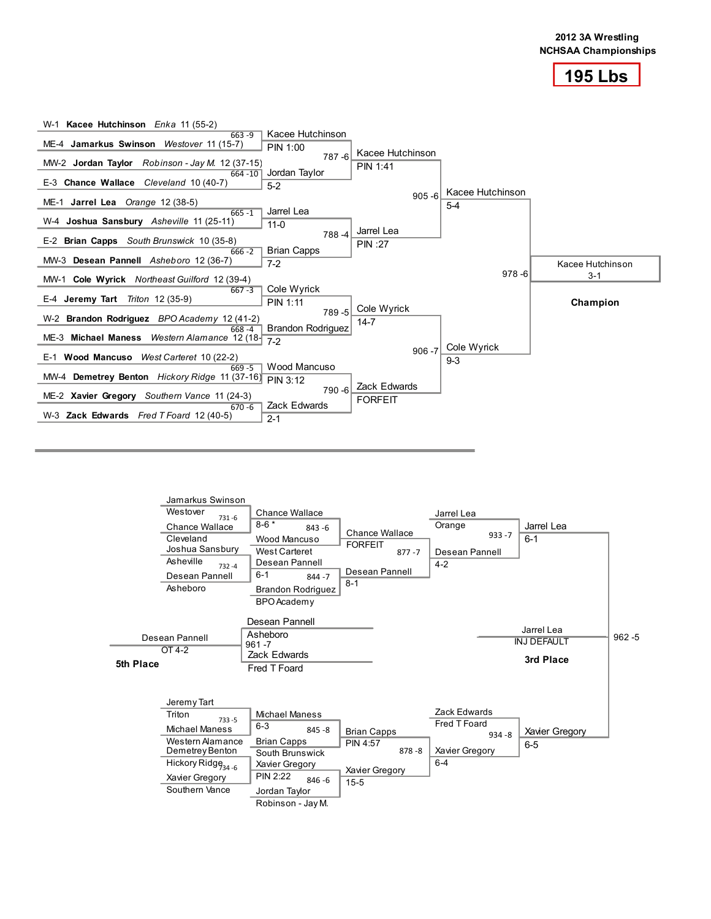**2012 3A Wrestling**
**NCHSAA Championships**

# 195 Lbs

## Championship Bracket

### First Round

| Bout | Wrestler 1 | Wrestler 2 | Winner | Result |
|---|---|---|---|---|
| 663 -9 | W-1 **Kacee Hutchinson** *Enka* 11 (55-2) | ME-4 **Jamarkus Swinson** *Westover* 11 (15-7) | Kacee Hutchinson | PIN 1:00 |
| 664 -10 | MW-2 **Jordan Taylor** *Robinson - Jay M.* 12 (37-15) | E-3 **Chance Wallace** *Cleveland* 10 (40-7) | Jordan Taylor | 5-2 |
| 665 -1 | ME-1 **Jarrel Lea** *Orange* 12 (38-5) | W-4 **Joshua Sansbury** *Asheville* 11 (25-11) | Jarrel Lea | 11-0 |
| 666 -2 | E-2 **Brian Capps** *South Brunswick* 10 (35-8) | MW-3 **Desean Pannell** *Asheboro* 12 (36-7) | Brian Capps | 7-2 |
| 667 -3 | MW-1 **Cole Wyrick** *Northeast Guilford* 12 (39-4) | E-4 **Jeremy Tart** *Triton* 12 (35-9) | Cole Wyrick | PIN 1:11 |
| 668 -4 | W-2 **Brandon Rodriguez** *BPO Academy* 12 (41-2) | ME-3 **Michael Maness** *Western Alamance* 12 (18- | Brandon Rodriguez | 7-2 |
| 669 -5 | E-1 **Wood Mancuso** *West Carteret* 10 (22-2) | MW-4 **Demetrey Benton** *Hickory Ridge* 11 (37-16) | Wood Mancuso | PIN 3:12 |
| 670 -6 | ME-2 **Xavier Gregory** *Southern Vance* 11 (24-3) | W-3 **Zack Edwards** *Fred T Foard* 12 (40-5) | Zack Edwards | 2-1 |

### Quarterfinals

| Bout | Winner | Result |
|---|---|---|
| 787 -6 | Kacee Hutchinson | PIN 1:41 |
| 788 -4 | Jarrel Lea | PIN :27 |
| 789 -5 | Cole Wyrick | 14-7 |
| 790 -6 | Zack Edwards | FORFEIT |

### Semifinals

| Bout | Winner | Result |
|---|---|---|
| 905 -6 | Kacee Hutchinson | 5-4 |
| 906 -7 | Cole Wyrick | 9-3 |

### Final

| Bout | Winner | Result |
|---|---|---|
| 978 -6 | Kacee Hutchinson | 3-1 |

**Champion**: Kacee Hutchinson

## Consolation Bracket

| Bout | Wrestler 1 | Wrestler 2 | Winner | Result |
|---|---|---|---|---|
| 731 -6 | Jamarkus Swinson (Westover) | Chance Wallace (Cleveland) | Chance Wallace | 8-6 * |
| 732 -4 | Joshua Sansbury (Asheville) | Desean Pannell (Asheboro) | Desean Pannell | 6-1 |
| 733 -5 | Jeremy Tart (Triton) | Michael Maness (Western Alamance) | Michael Maness | 6-3 |
| 734 -6 | Demetrey Benton (Hickory Ridge) | Xavier Gregory (Southern Vance) | Xavier Gregory | PIN 2:22 |
| 843 -6 | Chance Wallace | Wood Mancuso (West Carteret) | Chance Wallace | FORFEIT |
| 844 -7 | Desean Pannell | Brandon Rodriguez (BPO Academy) | Desean Pannell | 8-1 |
| 845 -8 | Michael Maness | Brian Capps (South Brunswick) | Brian Capps | PIN 4:57 |
| 846 -6 | Xavier Gregory | Jordan Taylor (Robinson - Jay M.) | Xavier Gregory | 15-5 |
| 877 -7 | Jarrel Lea (Orange) | Chance Wallace | Jarrel Lea | 6-1 |
| 933 -7 | Jarrel Lea | Desean Pannell | Jarrel Lea | 6-1 |
| 877 -7 | Chance Wallace | Desean Pannell | Desean Pannell | 4-2 |
| 878 -8 | Brian Capps | Xavier Gregory | Xavier Gregory | 6-4 |
| 934 -8 | Zack Edwards (Fred T Foard) | Xavier Gregory | Xavier Gregory | 6-5 |

## Placement Matches

| Place | Bout | Wrestler 1 | Wrestler 2 | Winner | Result |
|---|---|---|---|---|---|
| 3rd Place | 962 -5 | Jarrel Lea | Xavier Gregory | Jarrel Lea | INJ DEFAULT |
| 5th Place | 961 -7 | Desean Pannell (Asheboro) | Zack Edwards (Fred T Foard) | Desean Pannell | OT 4-2 |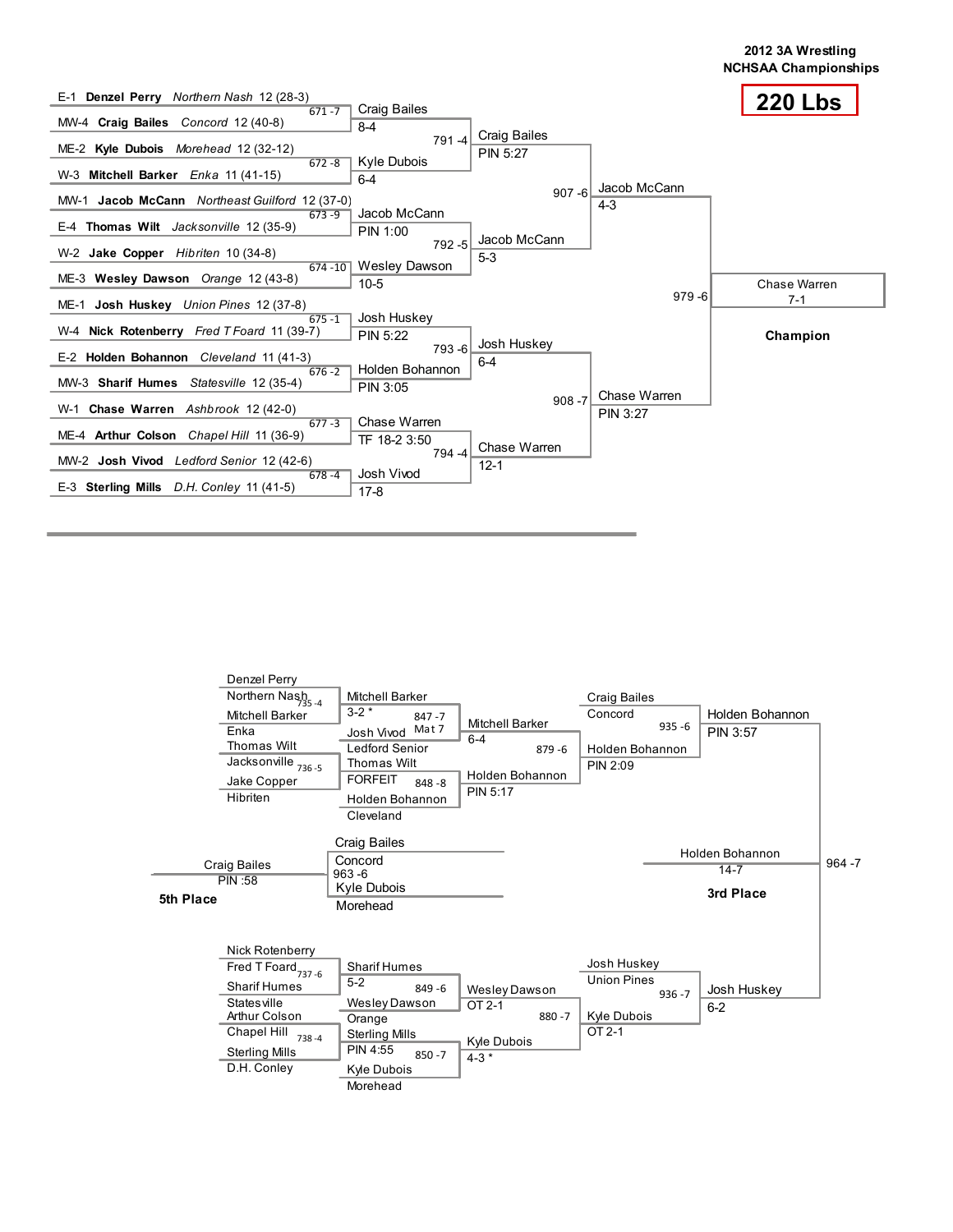# 2012 3A Wrestling NCHSAA Championships

## 220 Lbs

### Championship Bracket

**First Round**

| Bout | Wrestler 1 | Wrestler 2 | Winner | Result |
|---|---|---|---|---|
| 671 -7 | E-1 **Denzel Perry** *Northern Nash* 12 (28-3) | MW-4 **Craig Bailes** *Concord* 12 (40-8) | Craig Bailes | 8-4 |
| 672 -8 | ME-2 **Kyle Dubois** *Morehead* 12 (32-12) | W-3 **Mitchell Barker** *Enka* 11 (41-15) | Kyle Dubois | 6-4 |
| 673 -9 | MW-1 **Jacob McCann** *Northeast Guilford* 12 (37-0) | E-4 **Thomas Wilt** *Jacksonville* 12 (35-9) | Jacob McCann | PIN 1:00 |
| 674 -10 | W-2 **Jake Copper** *Hibriten* 10 (34-8) | ME-3 **Wesley Dawson** *Orange* 12 (43-8) | Wesley Dawson | 10-5 |
| 675 -1 | ME-1 **Josh Huskey** *Union Pines* 12 (37-8) | W-4 **Nick Rotenberry** *Fred T Foard* 11 (39-7) | Josh Huskey | PIN 5:22 |
| 676 -2 | E-2 **Holden Bohannon** *Cleveland* 11 (41-3) | MW-3 **Sharif Humes** *Statesville* 12 (35-4) | Holden Bohannon | PIN 3:05 |
| 677 -3 | W-1 **Chase Warren** *Ashbrook* 12 (42-0) | ME-4 **Arthur Colson** *Chapel Hill* 11 (36-9) | Chase Warren | TF 18-2 3:50 |
| 678 -4 | MW-2 **Josh Vivod** *Ledford Senior* 12 (42-6) | E-3 **Sterling Mills** *D.H. Conley* 11 (41-5) | Josh Vivod | 17-8 |

**Quarterfinals**

| Bout | Winner | Result |
|---|---|---|
| 791 -4 | Craig Bailes | PIN 5:27 |
| 792 -5 | Jacob McCann | 5-3 |
| 793 -6 | Josh Huskey | 6-4 |
| 794 -4 | Chase Warren | 12-1 |

**Semifinals**

| Bout | Winner | Result |
|---|---|---|
| 907 -6 | Jacob McCann | 4-3 |
| 908 -7 | Chase Warren | PIN 3:27 |

**Final**

| Bout | Winner | Result |
|---|---|---|
| 979 -6 | Chase Warren | 7-1 |

**Champion:** Chase Warren

### Consolation Bracket

| Bout | Wrestler 1 | Wrestler 2 | Winner | Result |
|---|---|---|---|---|
| 735 -4 | Denzel Perry (Northern Nash) | Mitchell Barker (Enka) | Mitchell Barker | 3-2 * |
| 736 -5 | Thomas Wilt (Jacksonville) | Jake Copper (Hibriten) | Thomas Wilt | FORFEIT |
| 737 -6 | Nick Rotenberry (Fred T Foard) | Sharif Humes (Statesville) | Sharif Humes | 5-2 |
| 738 -4 | Arthur Colson (Chapel Hill) | Sterling Mills (D.H. Conley) | Sterling Mills | PIN 4:55 |
| 847 -7 (Mat 7) | Mitchell Barker | Josh Vivod (Ledford Senior) | Mitchell Barker | 6-4 |
| 848 -8 | Thomas Wilt | Holden Bohannon (Cleveland) | Holden Bohannon | PIN 5:17 |
| 849 -6 | Sharif Humes | Wesley Dawson (Orange) | Wesley Dawson | OT 2-1 |
| 850 -7 | Sterling Mills | Kyle Dubois (Morehead) | Kyle Dubois | 4-3 * |
| 879 -6 | Mitchell Barker | Holden Bohannon | Holden Bohannon | PIN 2:09 |
| 880 -7 | Wesley Dawson | Kyle Dubois | Kyle Dubois | OT 2-1 |
| 935 -6 | Craig Bailes (Concord) | Holden Bohannon | Holden Bohannon | PIN 3:57 |
| 936 -7 | Josh Huskey (Union Pines) | Kyle Dubois | Josh Huskey | 6-2 |
| 964 -7 | Holden Bohannon | Josh Huskey | Holden Bohannon | 14-7 |
| 963 -6 | Craig Bailes (Concord) | Kyle Dubois (Morehead) | Craig Bailes | PIN :58 |

**3rd Place:** Holden Bohannon (14-7)

**5th Place:** Craig Bailes (PIN :58)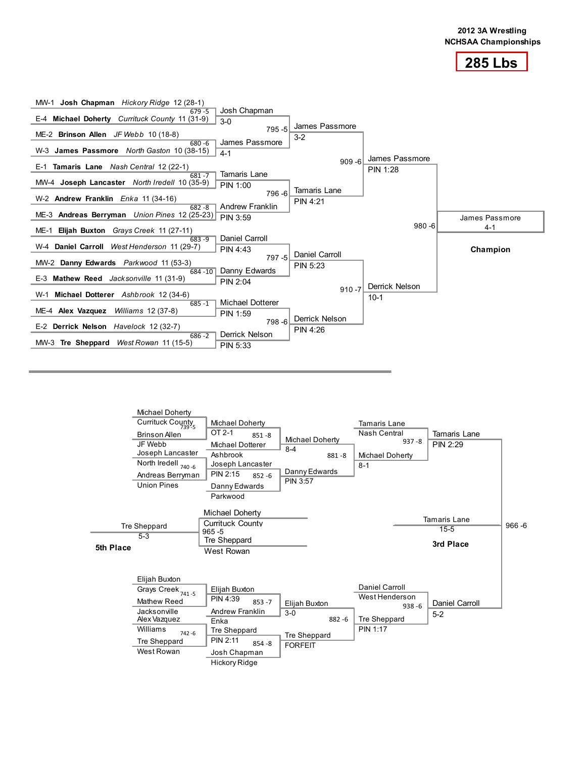**2012 3A Wrestling**
**NCHSAA Championships**

# 285 Lbs

## Championship Bracket

MW-1 **Josh Chapman** *Hickory Ridge* 12 (28-1)
679 -5
E-4 **Michael Doherty** *Currituck County* 11 (31-9)

ME-2 **Brinson Allen** *JF Webb* 10 (18-8)
680 -6
W-3 **James Passmore** *North Gaston* 10 (38-15)

E-1 **Tamaris Lane** *Nash Central* 12 (22-1)
681 -7
MW-4 **Joseph Lancaster** *North Iredell* 10 (35-9)

W-2 **Andrew Franklin** *Enka* 11 (34-16)
682 -8
ME-3 **Andreas Berryman** *Union Pines* 12 (25-23)

ME-1 **Elijah Buxton** *Grays Creek* 11 (27-11)
683 -9
W-4 **Daniel Carroll** *West Henderson* 11 (29-7)

MW-2 **Danny Edwards** *Parkwood* 11 (53-3)
684 -10
E-3 **Mathew Reed** *Jacksonville* 11 (31-9)

W-1 **Michael Dotterer** *Ashbrook* 12 (34-6)
685 -1
ME-4 **Alex Vazquez** *Williams* 12 (37-8)

E-2 **Derrick Nelson** *Havelock* 12 (32-7)
686 -2
MW-3 **Tre Sheppard** *West Rowan* 11 (15-5)

Josh Chapman 3-0
795 -5
James Passmore 4-1

Tamaris Lane PIN 1:00
796 -6
Andrew Franklin PIN 3:59

Daniel Carroll PIN 4:43
797 -5
Danny Edwards PIN 2:04

Michael Dotterer PIN 1:59
798 -6
Derrick Nelson PIN 5:33

James Passmore 3-2
909 -6
Tamaris Lane PIN 4:21

Daniel Carroll PIN 5:23
910 -7
Derrick Nelson PIN 4:26

James Passmore PIN 1:28
980 -6
Derrick Nelson 10-1

James Passmore 4-1

**Champion**

## Consolation Bracket

Michael Doherty, Currituck County
739 -5
Brinson Allen, JF Webb

Joseph Lancaster, North Iredell
740 -6
Andreas Berryman, Union Pines

Michael Doherty OT 2-1
851 -8
Michael Dotterer, Ashbrook

Joseph Lancaster PIN 2:15
852 -6
Danny Edwards, Parkwood

Michael Doherty 8-4
881 -8
Danny Edwards PIN 3:57

Tamaris Lane, Nash Central
937 -8
Michael Doherty 8-1

Tamaris Lane PIN 2:29

Elijah Buxton, Grays Creek
741 -5
Mathew Reed, Jacksonville

Alex Vazquez, Williams
742 -6
Tre Sheppard, West Rowan

Elijah Buxton PIN 4:39
853 -7
Andrew Franklin, Enka

Tre Sheppard PIN 2:11
854 -8
Josh Chapman, Hickory Ridge

Elijah Buxton 3-0
882 -6
Tre Sheppard FORFEIT

Daniel Carroll, West Henderson
938 -6
Tre Sheppard PIN 1:17

Daniel Carroll 5-2

966 -6

Tamaris Lane 15-5

**3rd Place**

Michael Doherty, Currituck County
965 -5
Tre Sheppard, West Rowan

Tre Sheppard 5-3

**5th Place**